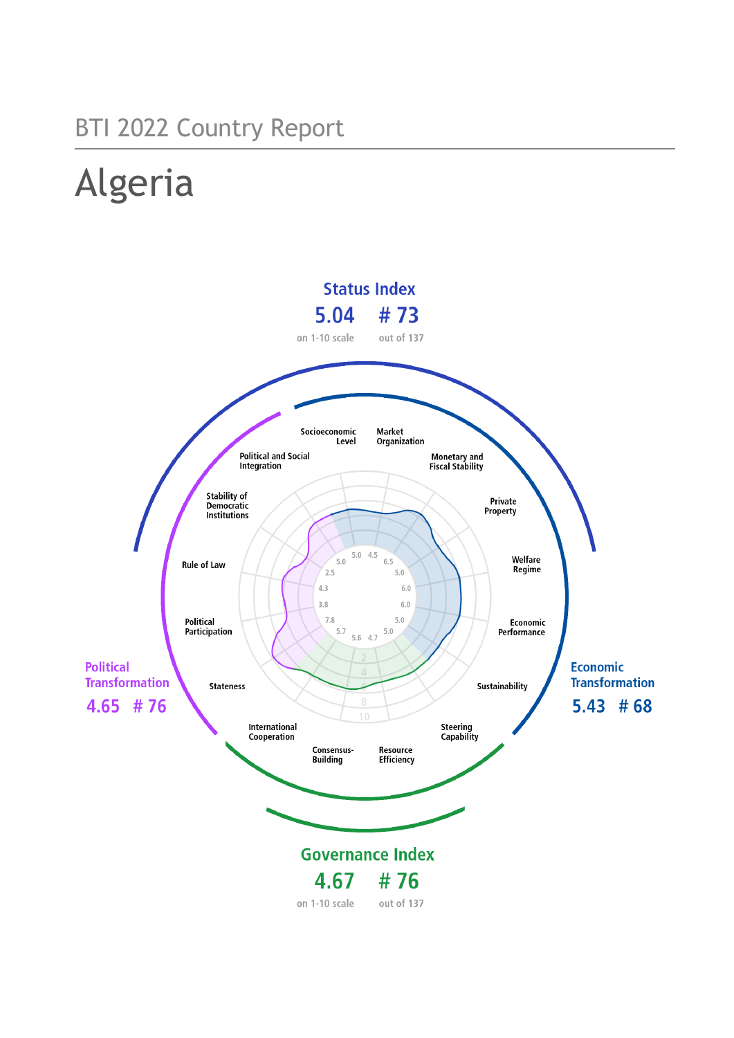BTI 2022 Country Report

# Algeria

## Status Index

**5.04** on 1-10 scale

**# 73** out of 137

## Political Transformation

**4.65 # 76**

## Economic Transformation

**5.43 # 68**

## Governance Index

**4.67** on 1-10 scale

**# 76** out of 137

| Criterion | Score |
|---|---|
| Stateness | 7.8 |
| Political Participation | 3.8 |
| Rule of Law | 4.3 |
| Stability of Democratic Institutions | 2.5 |
| Political and Social Integration | 5.0 |
| Socioeconomic Level | 5.0 |
| Market Organization | 4.5 |
| Monetary and Fiscal Stability | 6.5 |
| Private Property | 5.0 |
| Welfare Regime | 6.0 |
| Economic Performance | 6.0 |
| Sustainability | 5.0 |
| Steering Capability | 5.0 |
| Resource Efficiency | 4.7 |
| Consensus-Building | 5.6 |
| International Cooperation | 5.7 |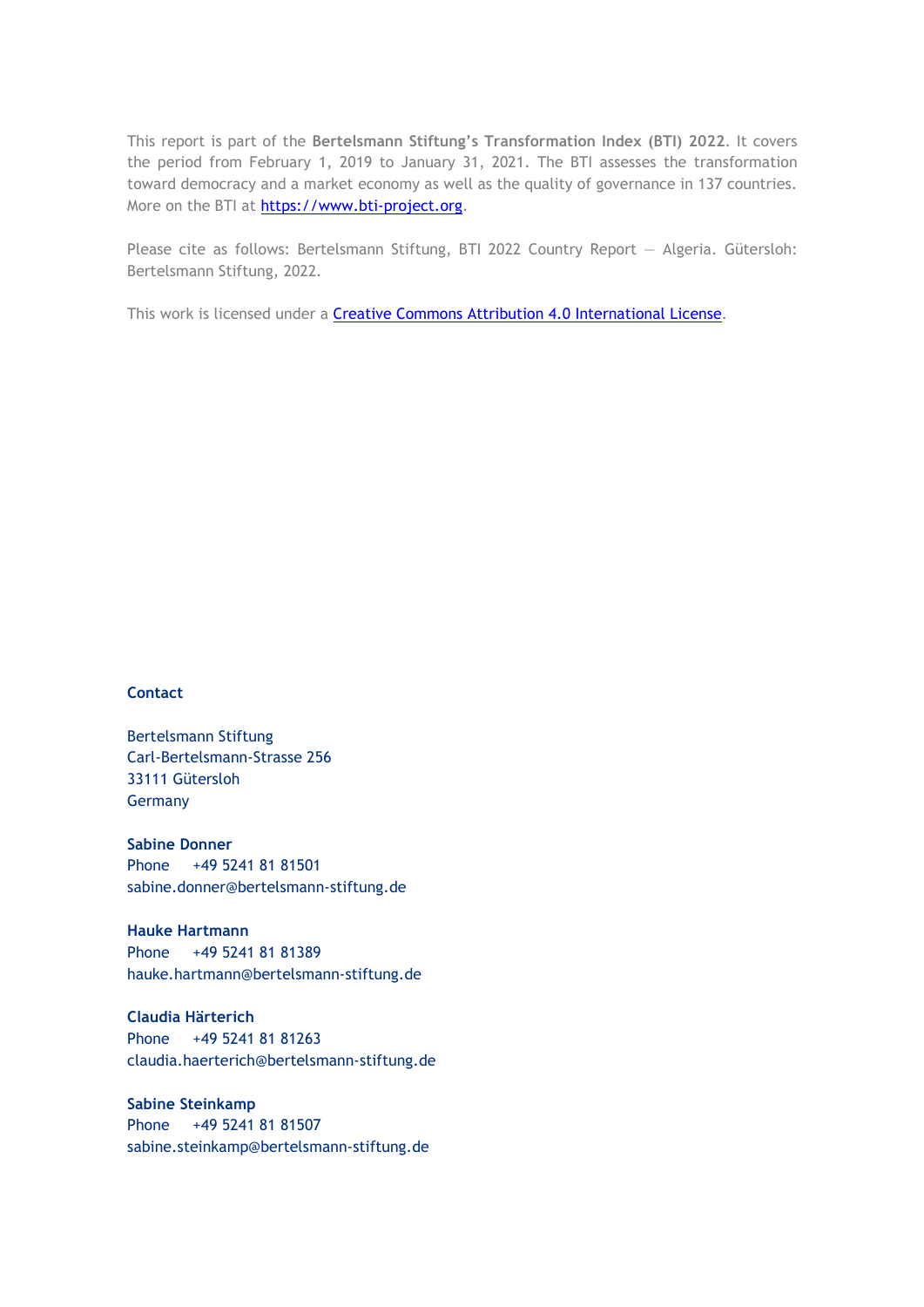This report is part of the **Bertelsmann Stiftung's Transformation Index (BTI) 2022**. It covers the period from February 1, 2019 to January 31, 2021. The BTI assesses the transformation toward democracy and a market economy as well as the quality of governance in 137 countries. More on the BTI at [https://www.bti-project.org](https://www.bti-project.org).

Please cite as follows: Bertelsmann Stiftung, BTI 2022 Country Report — Algeria. Gütersloh: Bertelsmann Stiftung, 2022.

This work is licensed under a [Creative Commons Attribution 4.0 International License](https://creativecommons.org/licenses/by/4.0/).

**Contact**

Bertelsmann Stiftung
Carl-Bertelsmann-Strasse 256
33111 Gütersloh
Germany

**Sabine Donner**
Phone +49 5241 81 81501
sabine.donner@bertelsmann-stiftung.de

**Hauke Hartmann**
Phone +49 5241 81 81389
hauke.hartmann@bertelsmann-stiftung.de

**Claudia Härterich**
Phone +49 5241 81 81263
claudia.haerterich@bertelsmann-stiftung.de

**Sabine Steinkamp**
Phone +49 5241 81 81507
sabine.steinkamp@bertelsmann-stiftung.de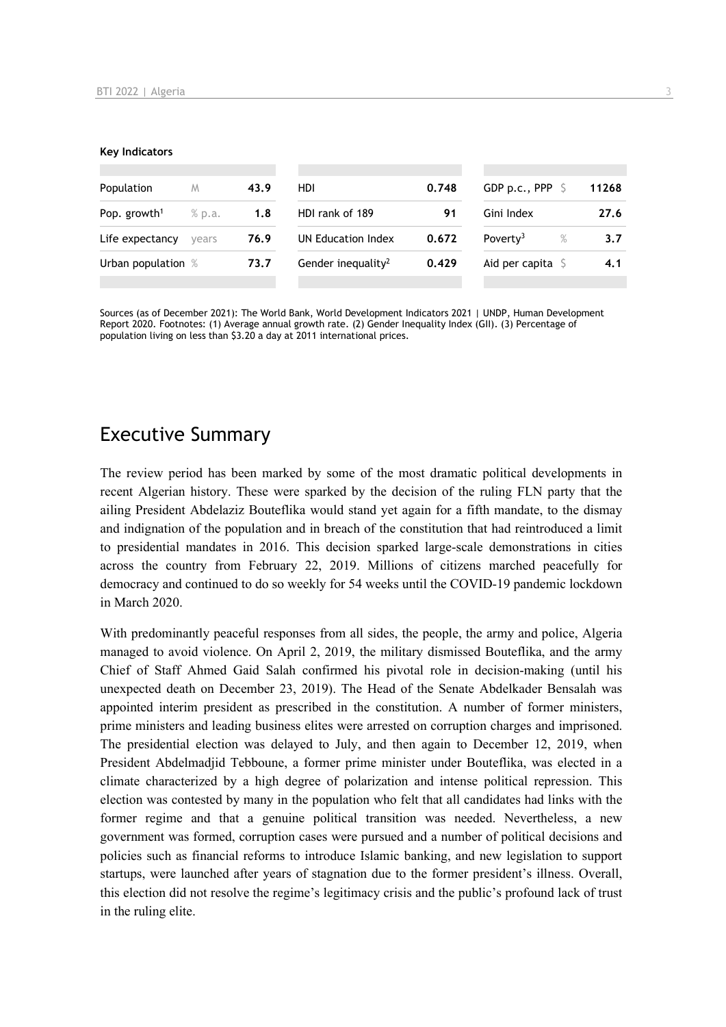**Key Indicators**

| Population | M | 43.9 | HDI | 0.748 | GDP p.c., PPP | $ | 11268 |
|---|---|---|---|---|---|---|---|
| Pop. growth[1] | % p.a. | 1.8 | HDI rank of 189 | 91 | Gini Index | | 27.6 |
| Life expectancy | years | 76.9 | UN Education Index | 0.672 | Poverty[3] | % | 3.7 |
| Urban population | % | 73.7 | Gender inequality[2] | 0.429 | Aid per capita | $ | 4.1 |

Sources (as of December 2021): The World Bank, World Development Indicators 2021 | UNDP, Human Development Report 2020. Footnotes: (1) Average annual growth rate. (2) Gender Inequality Index (GII). (3) Percentage of population living on less than $3.20 a day at 2011 international prices.

## Executive Summary

The review period has been marked by some of the most dramatic political developments in recent Algerian history. These were sparked by the decision of the ruling FLN party that the ailing President Abdelaziz Bouteflika would stand yet again for a fifth mandate, to the dismay and indignation of the population and in breach of the constitution that had reintroduced a limit to presidential mandates in 2016. This decision sparked large-scale demonstrations in cities across the country from February 22, 2019. Millions of citizens marched peacefully for democracy and continued to do so weekly for 54 weeks until the COVID-19 pandemic lockdown in March 2020.

With predominantly peaceful responses from all sides, the people, the army and police, Algeria managed to avoid violence. On April 2, 2019, the military dismissed Bouteflika, and the army Chief of Staff Ahmed Gaid Salah confirmed his pivotal role in decision-making (until his unexpected death on December 23, 2019). The Head of the Senate Abdelkader Bensalah was appointed interim president as prescribed in the constitution. A number of former ministers, prime ministers and leading business elites were arrested on corruption charges and imprisoned. The presidential election was delayed to July, and then again to December 12, 2019, when President Abdelmadjid Tebboune, a former prime minister under Bouteflika, was elected in a climate characterized by a high degree of polarization and intense political repression. This election was contested by many in the population who felt that all candidates had links with the former regime and that a genuine political transition was needed. Nevertheless, a new government was formed, corruption cases were pursued and a number of political decisions and policies such as financial reforms to introduce Islamic banking, and new legislation to support startups, were launched after years of stagnation due to the former president's illness. Overall, this election did not resolve the regime's legitimacy crisis and the public's profound lack of trust in the ruling elite.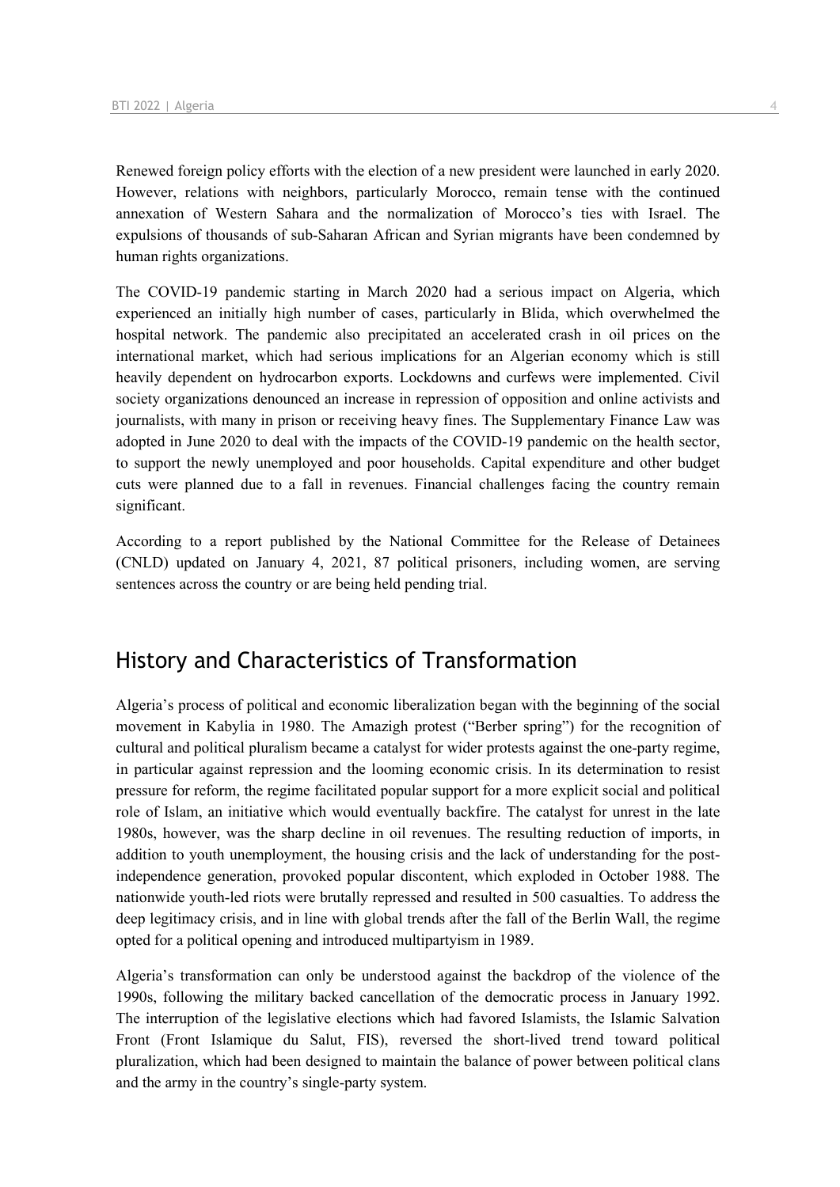Renewed foreign policy efforts with the election of a new president were launched in early 2020. However, relations with neighbors, particularly Morocco, remain tense with the continued annexation of Western Sahara and the normalization of Morocco's ties with Israel. The expulsions of thousands of sub-Saharan African and Syrian migrants have been condemned by human rights organizations.

The COVID-19 pandemic starting in March 2020 had a serious impact on Algeria, which experienced an initially high number of cases, particularly in Blida, which overwhelmed the hospital network. The pandemic also precipitated an accelerated crash in oil prices on the international market, which had serious implications for an Algerian economy which is still heavily dependent on hydrocarbon exports. Lockdowns and curfews were implemented. Civil society organizations denounced an increase in repression of opposition and online activists and journalists, with many in prison or receiving heavy fines. The Supplementary Finance Law was adopted in June 2020 to deal with the impacts of the COVID-19 pandemic on the health sector, to support the newly unemployed and poor households. Capital expenditure and other budget cuts were planned due to a fall in revenues. Financial challenges facing the country remain significant.

According to a report published by the National Committee for the Release of Detainees (CNLD) updated on January 4, 2021, 87 political prisoners, including women, are serving sentences across the country or are being held pending trial.

## History and Characteristics of Transformation

Algeria's process of political and economic liberalization began with the beginning of the social movement in Kabylia in 1980. The Amazigh protest ("Berber spring") for the recognition of cultural and political pluralism became a catalyst for wider protests against the one-party regime, in particular against repression and the looming economic crisis. In its determination to resist pressure for reform, the regime facilitated popular support for a more explicit social and political role of Islam, an initiative which would eventually backfire. The catalyst for unrest in the late 1980s, however, was the sharp decline in oil revenues. The resulting reduction of imports, in addition to youth unemployment, the housing crisis and the lack of understanding for the post-independence generation, provoked popular discontent, which exploded in October 1988. The nationwide youth-led riots were brutally repressed and resulted in 500 casualties. To address the deep legitimacy crisis, and in line with global trends after the fall of the Berlin Wall, the regime opted for a political opening and introduced multipartyism in 1989.

Algeria's transformation can only be understood against the backdrop of the violence of the 1990s, following the military backed cancellation of the democratic process in January 1992. The interruption of the legislative elections which had favored Islamists, the Islamic Salvation Front (Front Islamique du Salut, FIS), reversed the short-lived trend toward political pluralization, which had been designed to maintain the balance of power between political clans and the army in the country's single-party system.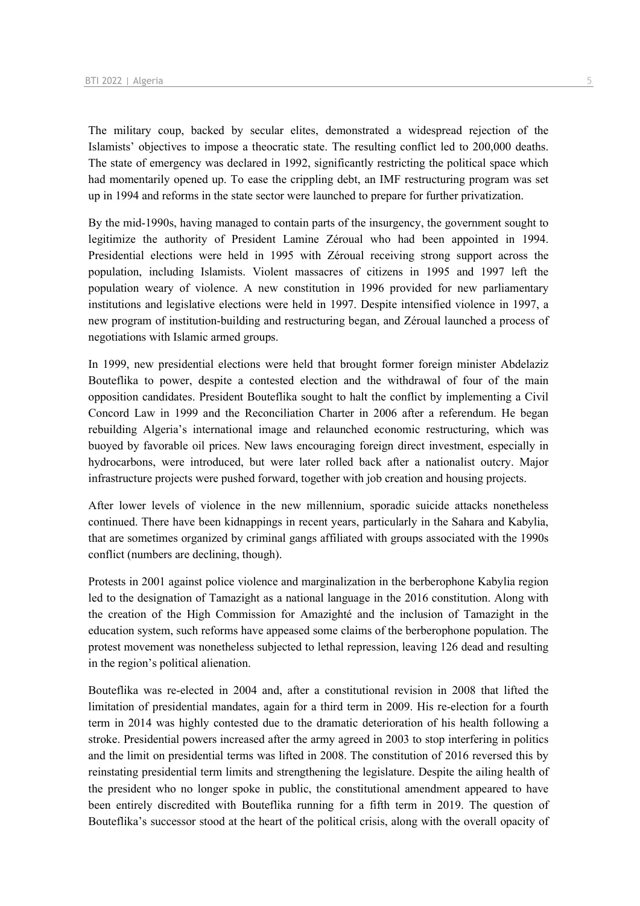The military coup, backed by secular elites, demonstrated a widespread rejection of the Islamists' objectives to impose a theocratic state. The resulting conflict led to 200,000 deaths. The state of emergency was declared in 1992, significantly restricting the political space which had momentarily opened up. To ease the crippling debt, an IMF restructuring program was set up in 1994 and reforms in the state sector were launched to prepare for further privatization.

By the mid-1990s, having managed to contain parts of the insurgency, the government sought to legitimize the authority of President Lamine Zéroual who had been appointed in 1994. Presidential elections were held in 1995 with Zéroual receiving strong support across the population, including Islamists. Violent massacres of citizens in 1995 and 1997 left the population weary of violence. A new constitution in 1996 provided for new parliamentary institutions and legislative elections were held in 1997. Despite intensified violence in 1997, a new program of institution-building and restructuring began, and Zéroual launched a process of negotiations with Islamic armed groups.

In 1999, new presidential elections were held that brought former foreign minister Abdelaziz Bouteflika to power, despite a contested election and the withdrawal of four of the main opposition candidates. President Bouteflika sought to halt the conflict by implementing a Civil Concord Law in 1999 and the Reconciliation Charter in 2006 after a referendum. He began rebuilding Algeria's international image and relaunched economic restructuring, which was buoyed by favorable oil prices. New laws encouraging foreign direct investment, especially in hydrocarbons, were introduced, but were later rolled back after a nationalist outcry. Major infrastructure projects were pushed forward, together with job creation and housing projects.

After lower levels of violence in the new millennium, sporadic suicide attacks nonetheless continued. There have been kidnappings in recent years, particularly in the Sahara and Kabylia, that are sometimes organized by criminal gangs affiliated with groups associated with the 1990s conflict (numbers are declining, though).

Protests in 2001 against police violence and marginalization in the berberophone Kabylia region led to the designation of Tamazight as a national language in the 2016 constitution. Along with the creation of the High Commission for Amazighté and the inclusion of Tamazight in the education system, such reforms have appeased some claims of the berberophone population. The protest movement was nonetheless subjected to lethal repression, leaving 126 dead and resulting in the region's political alienation.

Bouteflika was re-elected in 2004 and, after a constitutional revision in 2008 that lifted the limitation of presidential mandates, again for a third term in 2009. His re-election for a fourth term in 2014 was highly contested due to the dramatic deterioration of his health following a stroke. Presidential powers increased after the army agreed in 2003 to stop interfering in politics and the limit on presidential terms was lifted in 2008. The constitution of 2016 reversed this by reinstating presidential term limits and strengthening the legislature. Despite the ailing health of the president who no longer spoke in public, the constitutional amendment appeared to have been entirely discredited with Bouteflika running for a fifth term in 2019. The question of Bouteflika's successor stood at the heart of the political crisis, along with the overall opacity of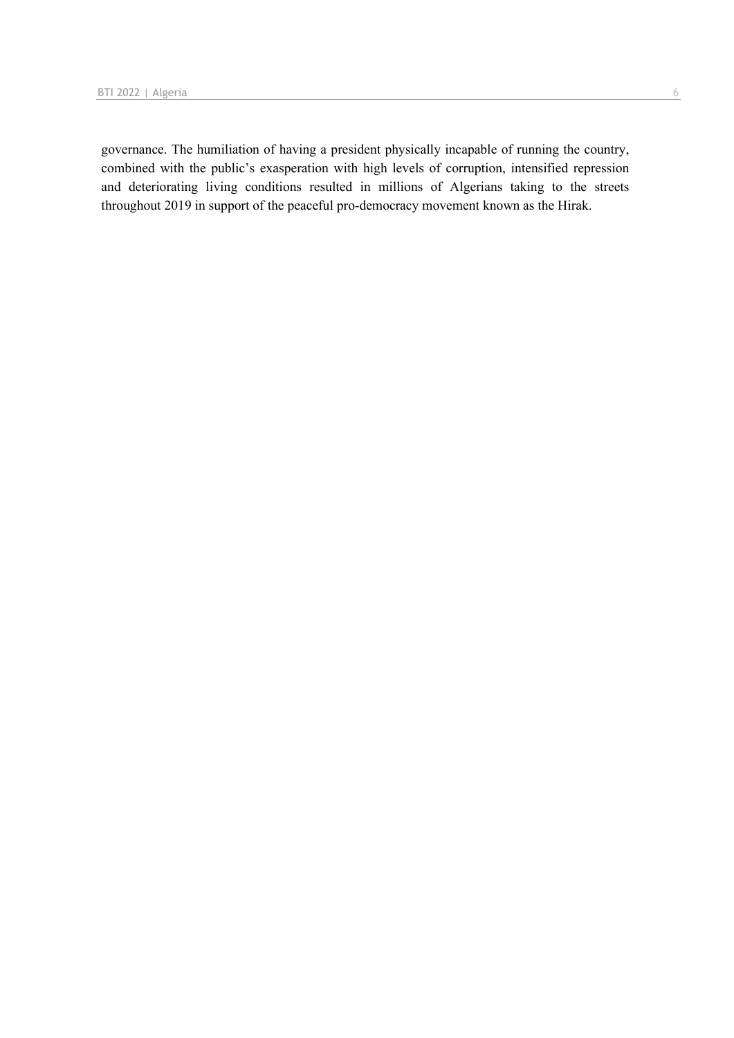governance. The humiliation of having a president physically incapable of running the country, combined with the public's exasperation with high levels of corruption, intensified repression and deteriorating living conditions resulted in millions of Algerians taking to the streets throughout 2019 in support of the peaceful pro-democracy movement known as the Hirak.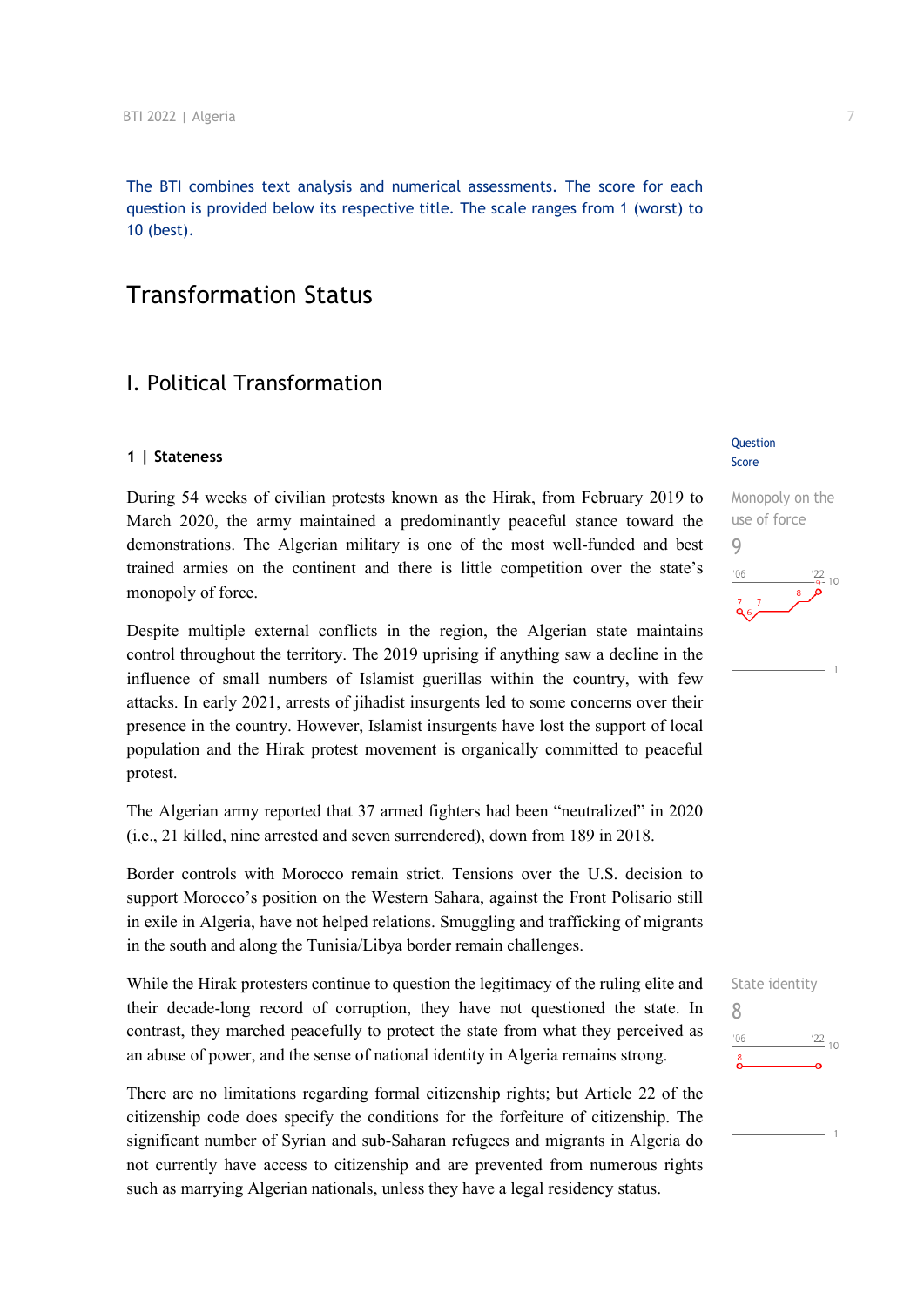The BTI combines text analysis and numerical assessments. The score for each question is provided below its respective title. The scale ranges from 1 (worst) to 10 (best).

# Transformation Status

## I. Political Transformation

### 1 | Stateness

Question Score

**Monopoly on the use of force**
**9**

During 54 weeks of civilian protests known as the Hirak, from February 2019 to March 2020, the army maintained a predominantly peaceful stance toward the demonstrations. The Algerian military is one of the most well-funded and best trained armies on the continent and there is little competition over the state's monopoly of force.

Despite multiple external conflicts in the region, the Algerian state maintains control throughout the territory. The 2019 uprising if anything saw a decline in the influence of small numbers of Islamist guerillas within the country, with few attacks. In early 2021, arrests of jihadist insurgents led to some concerns over their presence in the country. However, Islamist insurgents have lost the support of local population and the Hirak protest movement is organically committed to peaceful protest.

The Algerian army reported that 37 armed fighters had been "neutralized" in 2020 (i.e., 21 killed, nine arrested and seven surrendered), down from 189 in 2018.

Border controls with Morocco remain strict. Tensions over the U.S. decision to support Morocco's position on the Western Sahara, against the Front Polisario still in exile in Algeria, have not helped relations. Smuggling and trafficking of migrants in the south and along the Tunisia/Libya border remain challenges.

**State identity**
**8**

While the Hirak protesters continue to question the legitimacy of the ruling elite and their decade-long record of corruption, they have not questioned the state. In contrast, they marched peacefully to protect the state from what they perceived as an abuse of power, and the sense of national identity in Algeria remains strong.

There are no limitations regarding formal citizenship rights; but Article 22 of the citizenship code does specify the conditions for the forfeiture of citizenship. The significant number of Syrian and sub-Saharan refugees and migrants in Algeria do not currently have access to citizenship and are prevented from numerous rights such as marrying Algerian nationals, unless they have a legal residency status.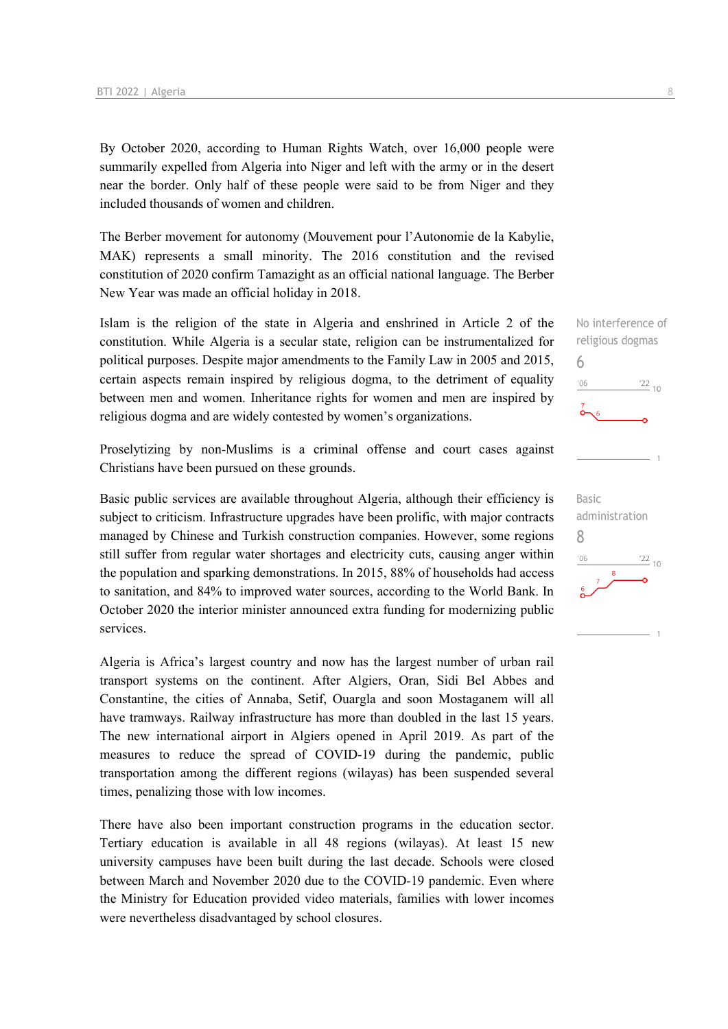By October 2020, according to Human Rights Watch, over 16,000 people were summarily expelled from Algeria into Niger and left with the army or in the desert near the border. Only half of these people were said to be from Niger and they included thousands of women and children.

The Berber movement for autonomy (Mouvement pour l'Autonomie de la Kabylie, MAK) represents a small minority. The 2016 constitution and the revised constitution of 2020 confirm Tamazight as an official national language. The Berber New Year was made an official holiday in 2018.

Islam is the religion of the state in Algeria and enshrined in Article 2 of the constitution. While Algeria is a secular state, religion can be instrumentalized for political purposes. Despite major amendments to the Family Law in 2005 and 2015, certain aspects remain inspired by religious dogma, to the detriment of equality between men and women. Inheritance rights for women and men are inspired by religious dogma and are widely contested by women's organizations.

No interference of religious dogmas
6

Proselytizing by non-Muslims is a criminal offense and court cases against Christians have been pursued on these grounds.

Basic public services are available throughout Algeria, although their efficiency is subject to criticism. Infrastructure upgrades have been prolific, with major contracts managed by Chinese and Turkish construction companies. However, some regions still suffer from regular water shortages and electricity cuts, causing anger within the population and sparking demonstrations. In 2015, 88% of households had access to sanitation, and 84% to improved water sources, according to the World Bank. In October 2020 the interior minister announced extra funding for modernizing public services.

Basic administration
8

Algeria is Africa's largest country and now has the largest number of urban rail transport systems on the continent. After Algiers, Oran, Sidi Bel Abbes and Constantine, the cities of Annaba, Setif, Ouargla and soon Mostaganem will all have tramways. Railway infrastructure has more than doubled in the last 15 years. The new international airport in Algiers opened in April 2019. As part of the measures to reduce the spread of COVID-19 during the pandemic, public transportation among the different regions (wilayas) has been suspended several times, penalizing those with low incomes.

There have also been important construction programs in the education sector. Tertiary education is available in all 48 regions (wilayas). At least 15 new university campuses have been built during the last decade. Schools were closed between March and November 2020 due to the COVID-19 pandemic. Even where the Ministry for Education provided video materials, families with lower incomes were nevertheless disadvantaged by school closures.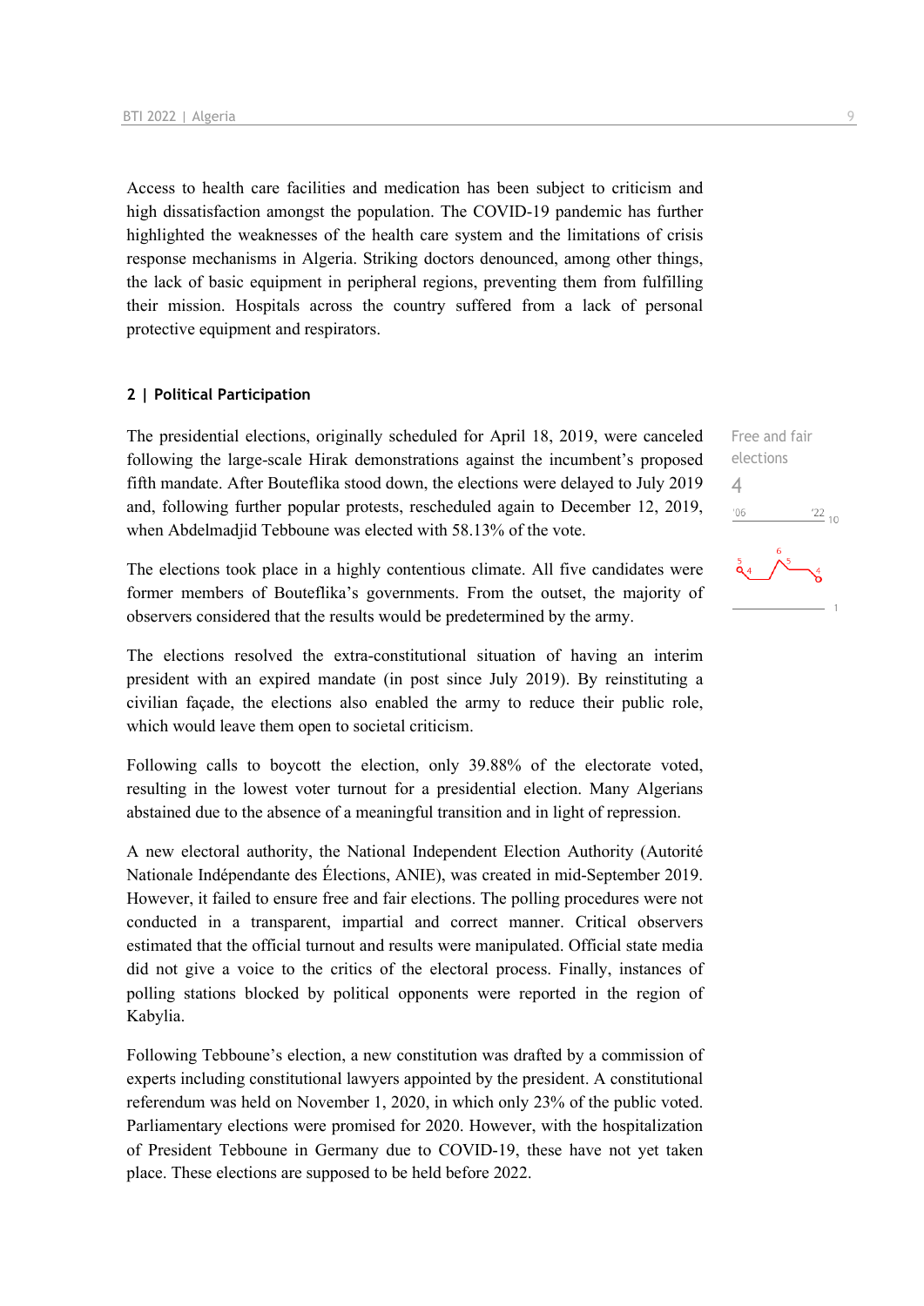Access to health care facilities and medication has been subject to criticism and high dissatisfaction amongst the population. The COVID-19 pandemic has further highlighted the weaknesses of the health care system and the limitations of crisis response mechanisms in Algeria. Striking doctors denounced, among other things, the lack of basic equipment in peripheral regions, preventing them from fulfilling their mission. Hospitals across the country suffered from a lack of personal protective equipment and respirators.

## 2 | Political Participation

Free and fair elections
4

The presidential elections, originally scheduled for April 18, 2019, were canceled following the large-scale Hirak demonstrations against the incumbent's proposed fifth mandate. After Bouteflika stood down, the elections were delayed to July 2019 and, following further popular protests, rescheduled again to December 12, 2019, when Abdelmadjid Tebboune was elected with 58.13% of the vote.

The elections took place in a highly contentious climate. All five candidates were former members of Bouteflika's governments. From the outset, the majority of observers considered that the results would be predetermined by the army.

The elections resolved the extra-constitutional situation of having an interim president with an expired mandate (in post since July 2019). By reinstituting a civilian façade, the elections also enabled the army to reduce their public role, which would leave them open to societal criticism.

Following calls to boycott the election, only 39.88% of the electorate voted, resulting in the lowest voter turnout for a presidential election. Many Algerians abstained due to the absence of a meaningful transition and in light of repression.

A new electoral authority, the National Independent Election Authority (Autorité Nationale Indépendante des Élections, ANIE), was created in mid-September 2019. However, it failed to ensure free and fair elections. The polling procedures were not conducted in a transparent, impartial and correct manner. Critical observers estimated that the official turnout and results were manipulated. Official state media did not give a voice to the critics of the electoral process. Finally, instances of polling stations blocked by political opponents were reported in the region of Kabylia.

Following Tebboune's election, a new constitution was drafted by a commission of experts including constitutional lawyers appointed by the president. A constitutional referendum was held on November 1, 2020, in which only 23% of the public voted. Parliamentary elections were promised for 2020. However, with the hospitalization of President Tebboune in Germany due to COVID-19, these have not yet taken place. These elections are supposed to be held before 2022.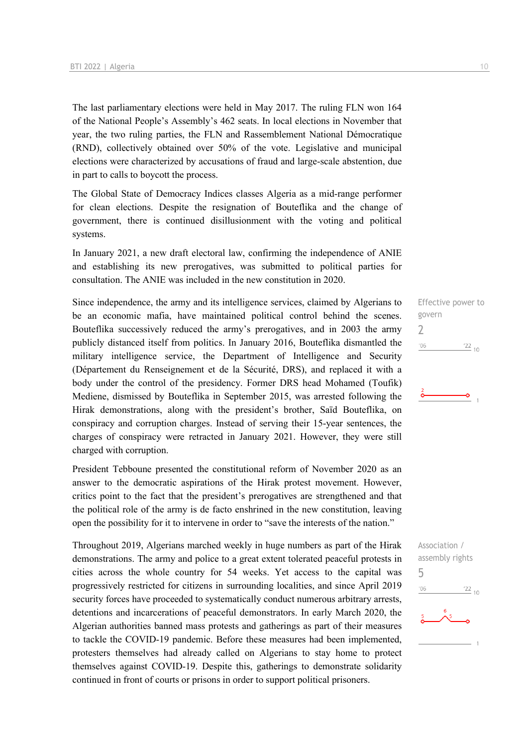The last parliamentary elections were held in May 2017. The ruling FLN won 164 of the National People's Assembly's 462 seats. In local elections in November that year, the two ruling parties, the FLN and Rassemblement National Démocratique (RND), collectively obtained over 50% of the vote. Legislative and municipal elections were characterized by accusations of fraud and large-scale abstention, due in part to calls to boycott the process.

The Global State of Democracy Indices classes Algeria as a mid-range performer for clean elections. Despite the resignation of Bouteflika and the change of government, there is continued disillusionment with the voting and political systems.

In January 2021, a new draft electoral law, confirming the independence of ANIE and establishing its new prerogatives, was submitted to political parties for consultation. The ANIE was included in the new constitution in 2020.

Effective power to govern
2

Since independence, the army and its intelligence services, claimed by Algerians to be an economic mafia, have maintained political control behind the scenes. Bouteflika successively reduced the army's prerogatives, and in 2003 the army publicly distanced itself from politics. In January 2016, Bouteflika dismantled the military intelligence service, the Department of Intelligence and Security (Département du Renseignement et de la Sécurité, DRS), and replaced it with a body under the control of the presidency. Former DRS head Mohamed (Toufik) Mediene, dismissed by Bouteflika in September 2015, was arrested following the Hirak demonstrations, along with the president's brother, Saïd Bouteflika, on conspiracy and corruption charges. Instead of serving their 15-year sentences, the charges of conspiracy were retracted in January 2021. However, they were still charged with corruption.

President Tebboune presented the constitutional reform of November 2020 as an answer to the democratic aspirations of the Hirak protest movement. However, critics point to the fact that the president's prerogatives are strengthened and that the political role of the army is de facto enshrined in the new constitution, leaving open the possibility for it to intervene in order to "save the interests of the nation."

Association / assembly rights
5

Throughout 2019, Algerians marched weekly in huge numbers as part of the Hirak demonstrations. The army and police to a great extent tolerated peaceful protests in cities across the whole country for 54 weeks. Yet access to the capital was progressively restricted for citizens in surrounding localities, and since April 2019 security forces have proceeded to systematically conduct numerous arbitrary arrests, detentions and incarcerations of peaceful demonstrators. In early March 2020, the Algerian authorities banned mass protests and gatherings as part of their measures to tackle the COVID-19 pandemic. Before these measures had been implemented, protesters themselves had already called on Algerians to stay home to protect themselves against COVID-19. Despite this, gatherings to demonstrate solidarity continued in front of courts or prisons in order to support political prisoners.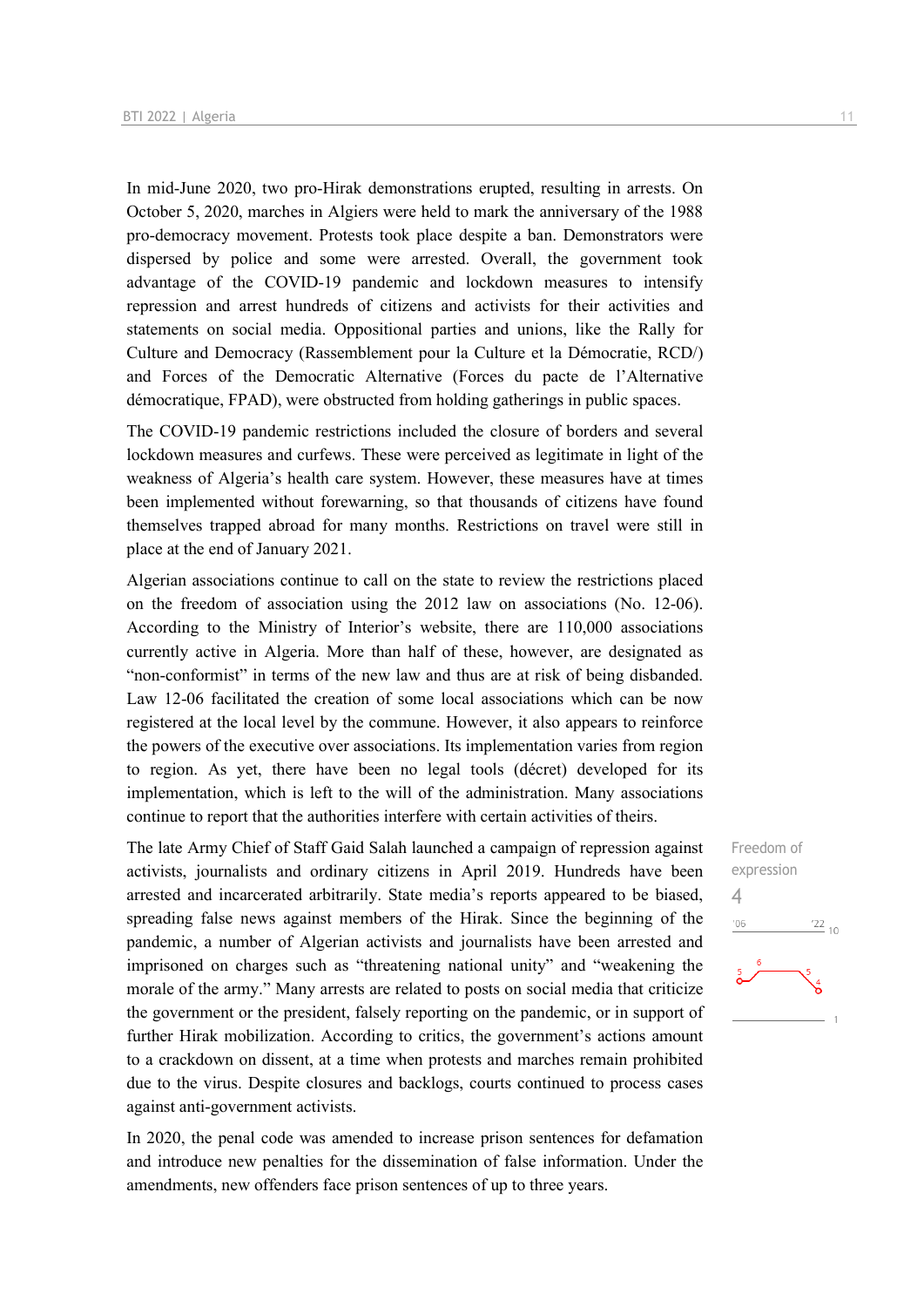In mid-June 2020, two pro-Hirak demonstrations erupted, resulting in arrests. On October 5, 2020, marches in Algiers were held to mark the anniversary of the 1988 pro-democracy movement. Protests took place despite a ban. Demonstrators were dispersed by police and some were arrested. Overall, the government took advantage of the COVID-19 pandemic and lockdown measures to intensify repression and arrest hundreds of citizens and activists for their activities and statements on social media. Oppositional parties and unions, like the Rally for Culture and Democracy (Rassemblement pour la Culture et la Démocratie, RCD/) and Forces of the Democratic Alternative (Forces du pacte de l'Alternative démocratique, FPAD), were obstructed from holding gatherings in public spaces.

The COVID-19 pandemic restrictions included the closure of borders and several lockdown measures and curfews. These were perceived as legitimate in light of the weakness of Algeria's health care system. However, these measures have at times been implemented without forewarning, so that thousands of citizens have found themselves trapped abroad for many months. Restrictions on travel were still in place at the end of January 2021.

Algerian associations continue to call on the state to review the restrictions placed on the freedom of association using the 2012 law on associations (No. 12-06). According to the Ministry of Interior's website, there are 110,000 associations currently active in Algeria. More than half of these, however, are designated as "non-conformist" in terms of the new law and thus are at risk of being disbanded. Law 12-06 facilitated the creation of some local associations which can be now registered at the local level by the commune. However, it also appears to reinforce the powers of the executive over associations. Its implementation varies from region to region. As yet, there have been no legal tools (décret) developed for its implementation, which is left to the will of the administration. Many associations continue to report that the authorities interfere with certain activities of theirs.

Freedom of expression
4

The late Army Chief of Staff Gaid Salah launched a campaign of repression against activists, journalists and ordinary citizens in April 2019. Hundreds have been arrested and incarcerated arbitrarily. State media's reports appeared to be biased, spreading false news against members of the Hirak. Since the beginning of the pandemic, a number of Algerian activists and journalists have been arrested and imprisoned on charges such as "threatening national unity" and "weakening the morale of the army." Many arrests are related to posts on social media that criticize the government or the president, falsely reporting on the pandemic, or in support of further Hirak mobilization. According to critics, the government's actions amount to a crackdown on dissent, at a time when protests and marches remain prohibited due to the virus. Despite closures and backlogs, courts continued to process cases against anti-government activists.

In 2020, the penal code was amended to increase prison sentences for defamation and introduce new penalties for the dissemination of false information. Under the amendments, new offenders face prison sentences of up to three years.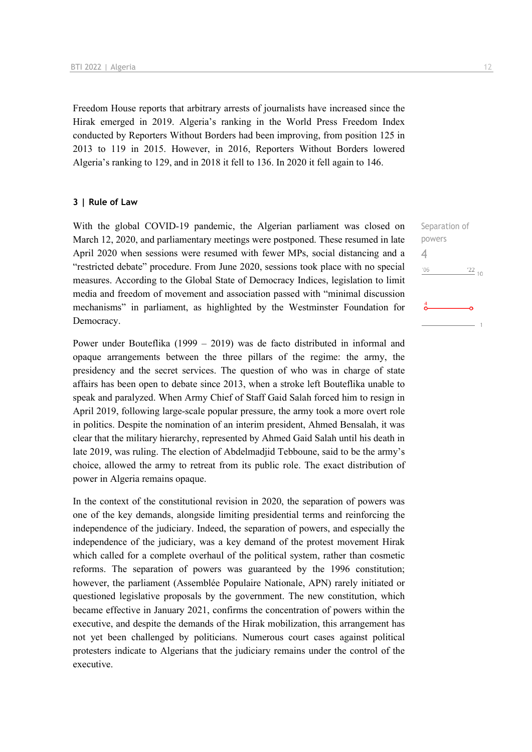Freedom House reports that arbitrary arrests of journalists have increased since the Hirak emerged in 2019. Algeria's ranking in the World Press Freedom Index conducted by Reporters Without Borders had been improving, from position 125 in 2013 to 119 in 2015. However, in 2016, Reporters Without Borders lowered Algeria's ranking to 129, and in 2018 it fell to 136. In 2020 it fell again to 146.

### 3 | Rule of Law

Separation of powers
4

With the global COVID-19 pandemic, the Algerian parliament was closed on March 12, 2020, and parliamentary meetings were postponed. These resumed in late April 2020 when sessions were resumed with fewer MPs, social distancing and a "restricted debate" procedure. From June 2020, sessions took place with no special measures. According to the Global State of Democracy Indices, legislation to limit media and freedom of movement and association passed with "minimal discussion mechanisms" in parliament, as highlighted by the Westminster Foundation for Democracy.

Power under Bouteflika (1999 – 2019) was de facto distributed in informal and opaque arrangements between the three pillars of the regime: the army, the presidency and the secret services. The question of who was in charge of state affairs has been open to debate since 2013, when a stroke left Bouteflika unable to speak and paralyzed. When Army Chief of Staff Gaid Salah forced him to resign in April 2019, following large-scale popular pressure, the army took a more overt role in politics. Despite the nomination of an interim president, Ahmed Bensalah, it was clear that the military hierarchy, represented by Ahmed Gaid Salah until his death in late 2019, was ruling. The election of Abdelmadjid Tebboune, said to be the army's choice, allowed the army to retreat from its public role. The exact distribution of power in Algeria remains opaque.

In the context of the constitutional revision in 2020, the separation of powers was one of the key demands, alongside limiting presidential terms and reinforcing the independence of the judiciary. Indeed, the separation of powers, and especially the independence of the judiciary, was a key demand of the protest movement Hirak which called for a complete overhaul of the political system, rather than cosmetic reforms. The separation of powers was guaranteed by the 1996 constitution; however, the parliament (Assemblée Populaire Nationale, APN) rarely initiated or questioned legislative proposals by the government. The new constitution, which became effective in January 2021, confirms the concentration of powers within the executive, and despite the demands of the Hirak mobilization, this arrangement has not yet been challenged by politicians. Numerous court cases against political protesters indicate to Algerians that the judiciary remains under the control of the executive.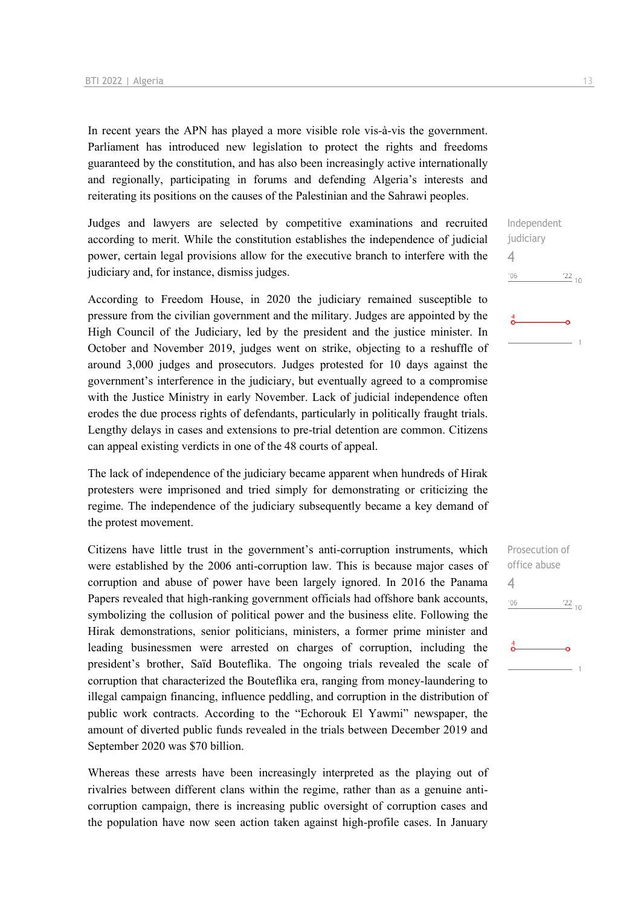In recent years the APN has played a more visible role vis-à-vis the government. Parliament has introduced new legislation to protect the rights and freedoms guaranteed by the constitution, and has also been increasingly active internationally and regionally, participating in forums and defending Algeria's interests and reiterating its positions on the causes of the Palestinian and the Sahrawi peoples.

Independent judiciary
4

Judges and lawyers are selected by competitive examinations and recruited according to merit. While the constitution establishes the independence of judicial power, certain legal provisions allow for the executive branch to interfere with the judiciary and, for instance, dismiss judges.

According to Freedom House, in 2020 the judiciary remained susceptible to pressure from the civilian government and the military. Judges are appointed by the High Council of the Judiciary, led by the president and the justice minister. In October and November 2019, judges went on strike, objecting to a reshuffle of around 3,000 judges and prosecutors. Judges protested for 10 days against the government's interference in the judiciary, but eventually agreed to a compromise with the Justice Ministry in early November. Lack of judicial independence often erodes the due process rights of defendants, particularly in politically fraught trials. Lengthy delays in cases and extensions to pre-trial detention are common. Citizens can appeal existing verdicts in one of the 48 courts of appeal.

The lack of independence of the judiciary became apparent when hundreds of Hirak protesters were imprisoned and tried simply for demonstrating or criticizing the regime. The independence of the judiciary subsequently became a key demand of the protest movement.

Prosecution of office abuse
4

Citizens have little trust in the government's anti-corruption instruments, which were established by the 2006 anti-corruption law. This is because major cases of corruption and abuse of power have been largely ignored. In 2016 the Panama Papers revealed that high-ranking government officials had offshore bank accounts, symbolizing the collusion of political power and the business elite. Following the Hirak demonstrations, senior politicians, ministers, a former prime minister and leading businessmen were arrested on charges of corruption, including the president's brother, Saïd Bouteflika. The ongoing trials revealed the scale of corruption that characterized the Bouteflika era, ranging from money-laundering to illegal campaign financing, influence peddling, and corruption in the distribution of public work contracts. According to the "Echorouk El Yawmi" newspaper, the amount of diverted public funds revealed in the trials between December 2019 and September 2020 was $70 billion.

Whereas these arrests have been increasingly interpreted as the playing out of rivalries between different clans within the regime, rather than as a genuine anti-corruption campaign, there is increasing public oversight of corruption cases and the population have now seen action taken against high-profile cases. In January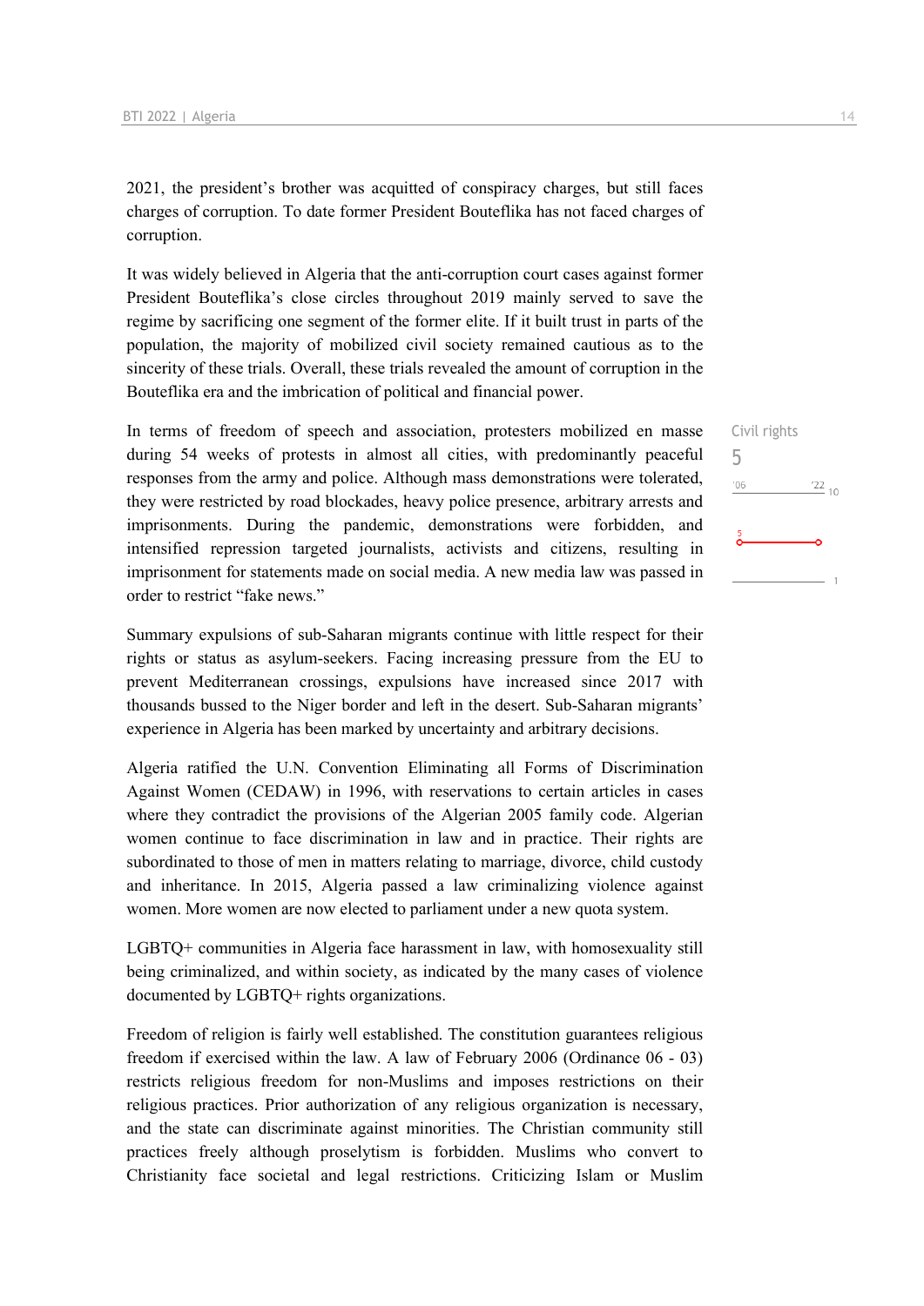2021, the president's brother was acquitted of conspiracy charges, but still faces charges of corruption. To date former President Bouteflika has not faced charges of corruption.

It was widely believed in Algeria that the anti-corruption court cases against former President Bouteflika's close circles throughout 2019 mainly served to save the regime by sacrificing one segment of the former elite. If it built trust in parts of the population, the majority of mobilized civil society remained cautious as to the sincerity of these trials. Overall, these trials revealed the amount of corruption in the Bouteflika era and the imbrication of political and financial power.

Civil rights
5

In terms of freedom of speech and association, protesters mobilized en masse during 54 weeks of protests in almost all cities, with predominantly peaceful responses from the army and police. Although mass demonstrations were tolerated, they were restricted by road blockades, heavy police presence, arbitrary arrests and imprisonments. During the pandemic, demonstrations were forbidden, and intensified repression targeted journalists, activists and citizens, resulting in imprisonment for statements made on social media. A new media law was passed in order to restrict "fake news."

Summary expulsions of sub-Saharan migrants continue with little respect for their rights or status as asylum-seekers. Facing increasing pressure from the EU to prevent Mediterranean crossings, expulsions have increased since 2017 with thousands bussed to the Niger border and left in the desert. Sub-Saharan migrants' experience in Algeria has been marked by uncertainty and arbitrary decisions.

Algeria ratified the U.N. Convention Eliminating all Forms of Discrimination Against Women (CEDAW) in 1996, with reservations to certain articles in cases where they contradict the provisions of the Algerian 2005 family code. Algerian women continue to face discrimination in law and in practice. Their rights are subordinated to those of men in matters relating to marriage, divorce, child custody and inheritance. In 2015, Algeria passed a law criminalizing violence against women. More women are now elected to parliament under a new quota system.

LGBTQ+ communities in Algeria face harassment in law, with homosexuality still being criminalized, and within society, as indicated by the many cases of violence documented by LGBTQ+ rights organizations.

Freedom of religion is fairly well established. The constitution guarantees religious freedom if exercised within the law. A law of February 2006 (Ordinance 06 - 03) restricts religious freedom for non-Muslims and imposes restrictions on their religious practices. Prior authorization of any religious organization is necessary, and the state can discriminate against minorities. The Christian community still practices freely although proselytism is forbidden. Muslims who convert to Christianity face societal and legal restrictions. Criticizing Islam or Muslim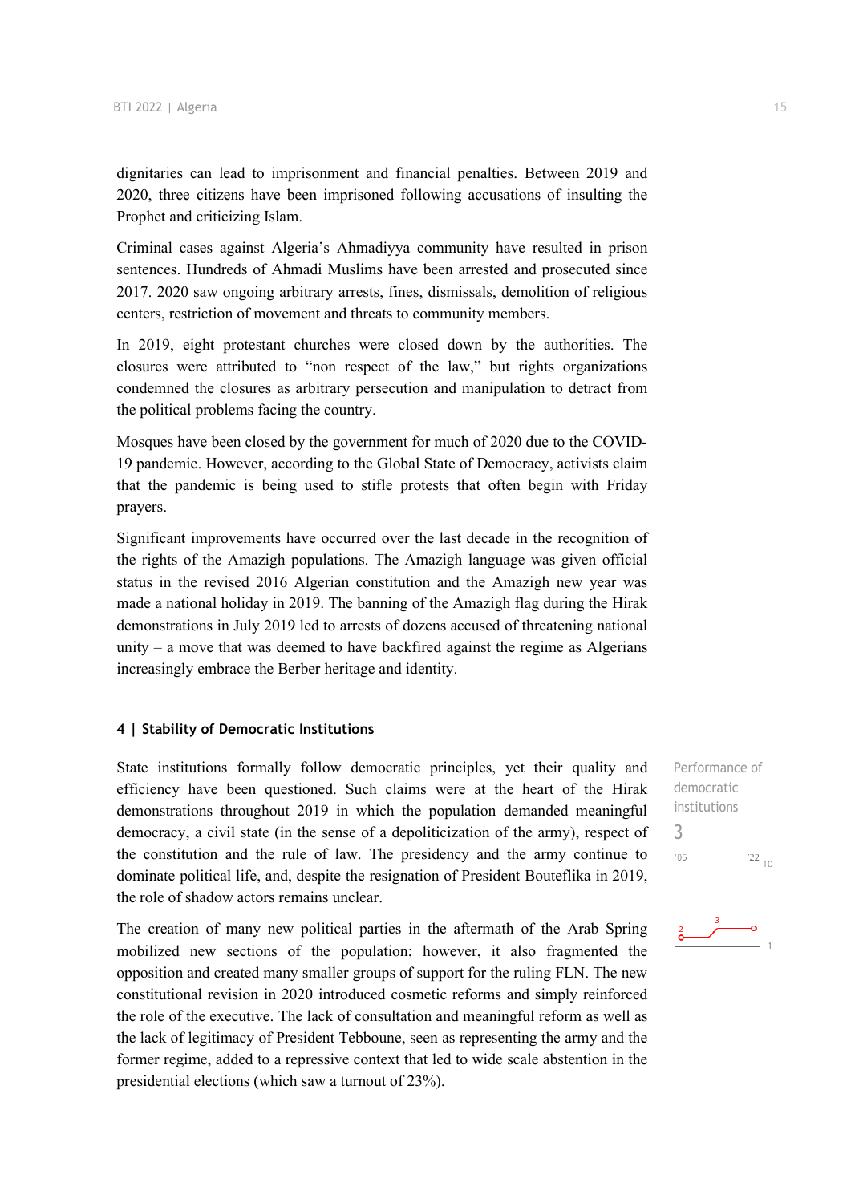dignitaries can lead to imprisonment and financial penalties. Between 2019 and 2020, three citizens have been imprisoned following accusations of insulting the Prophet and criticizing Islam.

Criminal cases against Algeria's Ahmadiyya community have resulted in prison sentences. Hundreds of Ahmadi Muslims have been arrested and prosecuted since 2017. 2020 saw ongoing arbitrary arrests, fines, dismissals, demolition of religious centers, restriction of movement and threats to community members.

In 2019, eight protestant churches were closed down by the authorities. The closures were attributed to "non respect of the law," but rights organizations condemned the closures as arbitrary persecution and manipulation to detract from the political problems facing the country.

Mosques have been closed by the government for much of 2020 due to the COVID-19 pandemic. However, according to the Global State of Democracy, activists claim that the pandemic is being used to stifle protests that often begin with Friday prayers.

Significant improvements have occurred over the last decade in the recognition of the rights of the Amazigh populations. The Amazigh language was given official status in the revised 2016 Algerian constitution and the Amazigh new year was made a national holiday in 2019. The banning of the Amazigh flag during the Hirak demonstrations in July 2019 led to arrests of dozens accused of threatening national unity – a move that was deemed to have backfired against the regime as Algerians increasingly embrace the Berber heritage and identity.

#### 4 | Stability of Democratic Institutions

Performance of democratic institutions
3

State institutions formally follow democratic principles, yet their quality and efficiency have been questioned. Such claims were at the heart of the Hirak demonstrations throughout 2019 in which the population demanded meaningful democracy, a civil state (in the sense of a depoliticization of the army), respect of the constitution and the rule of law. The presidency and the army continue to dominate political life, and, despite the resignation of President Bouteflika in 2019, the role of shadow actors remains unclear.

The creation of many new political parties in the aftermath of the Arab Spring mobilized new sections of the population; however, it also fragmented the opposition and created many smaller groups of support for the ruling FLN. The new constitutional revision in 2020 introduced cosmetic reforms and simply reinforced the role of the executive. The lack of consultation and meaningful reform as well as the lack of legitimacy of President Tebboune, seen as representing the army and the former regime, added to a repressive context that led to wide scale abstention in the presidential elections (which saw a turnout of 23%).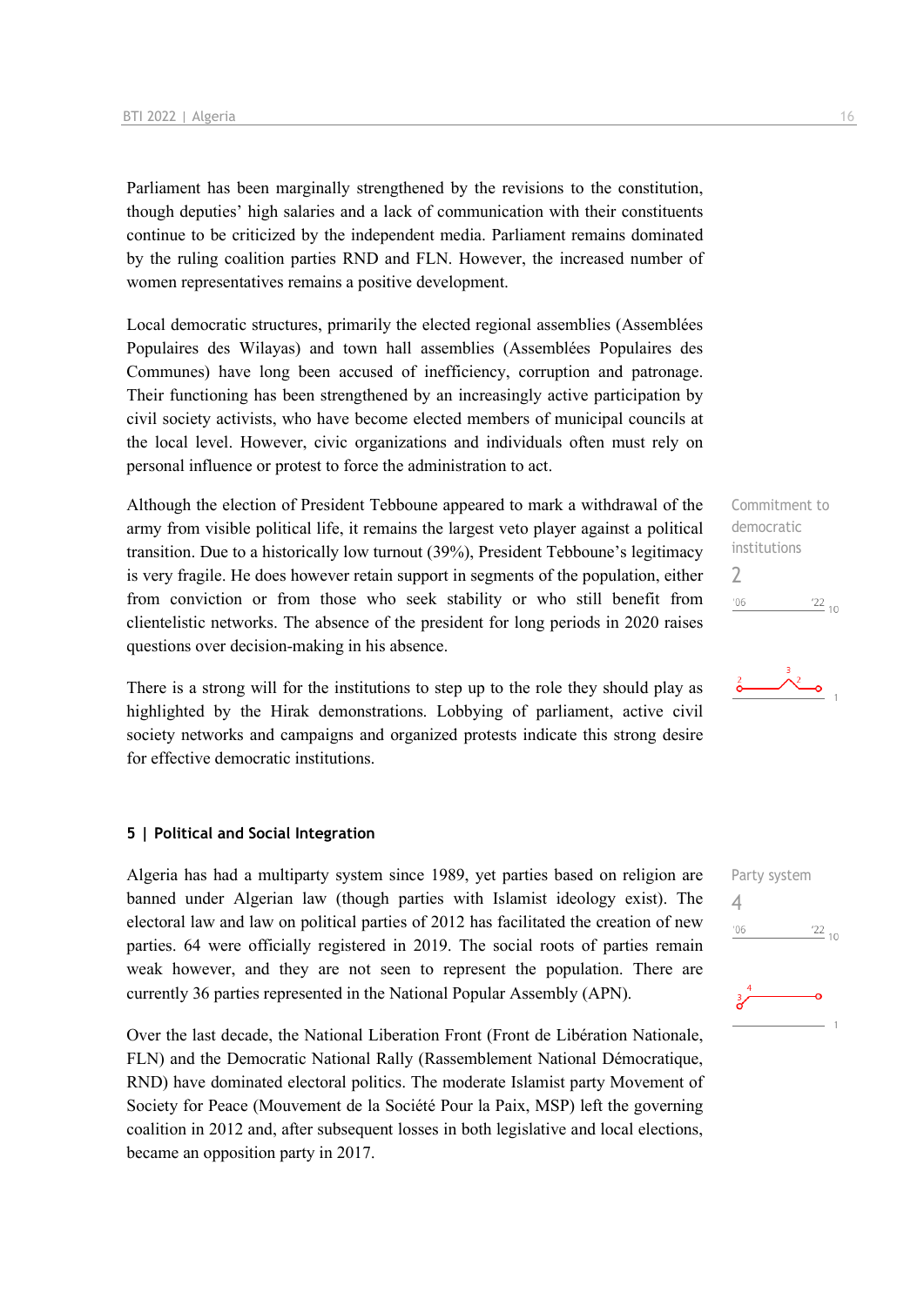Parliament has been marginally strengthened by the revisions to the constitution, though deputies' high salaries and a lack of communication with their constituents continue to be criticized by the independent media. Parliament remains dominated by the ruling coalition parties RND and FLN. However, the increased number of women representatives remains a positive development.

Local democratic structures, primarily the elected regional assemblies (Assemblées Populaires des Wilayas) and town hall assemblies (Assemblées Populaires des Communes) have long been accused of inefficiency, corruption and patronage. Their functioning has been strengthened by an increasingly active participation by civil society activists, who have become elected members of municipal councils at the local level. However, civic organizations and individuals often must rely on personal influence or protest to force the administration to act.

Commitment to democratic institutions
2

Although the election of President Tebboune appeared to mark a withdrawal of the army from visible political life, it remains the largest veto player against a political transition. Due to a historically low turnout (39%), President Tebboune's legitimacy is very fragile. He does however retain support in segments of the population, either from conviction or from those who seek stability or who still benefit from clientelistic networks. The absence of the president for long periods in 2020 raises questions over decision-making in his absence.

There is a strong will for the institutions to step up to the role they should play as highlighted by the Hirak demonstrations. Lobbying of parliament, active civil society networks and campaigns and organized protests indicate this strong desire for effective democratic institutions.

## 5 | Political and Social Integration

Party system
4

Algeria has had a multiparty system since 1989, yet parties based on religion are banned under Algerian law (though parties with Islamist ideology exist). The electoral law and law on political parties of 2012 has facilitated the creation of new parties. 64 were officially registered in 2019. The social roots of parties remain weak however, and they are not seen to represent the population. There are currently 36 parties represented in the National Popular Assembly (APN).

Over the last decade, the National Liberation Front (Front de Libération Nationale, FLN) and the Democratic National Rally (Rassemblement National Démocratique, RND) have dominated electoral politics. The moderate Islamist party Movement of Society for Peace (Mouvement de la Société Pour la Paix, MSP) left the governing coalition in 2012 and, after subsequent losses in both legislative and local elections, became an opposition party in 2017.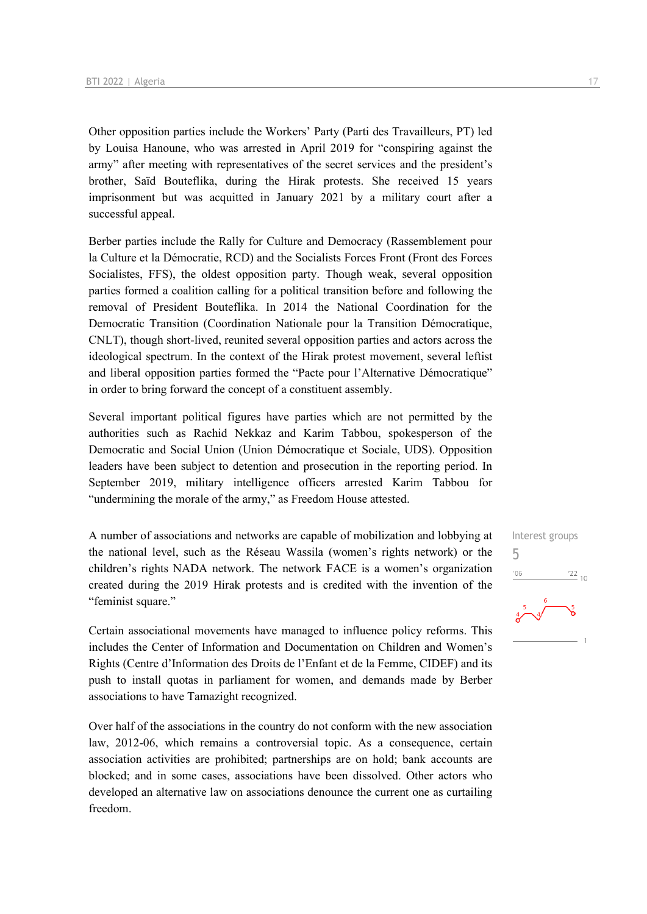Other opposition parties include the Workers' Party (Parti des Travailleurs, PT) led by Louisa Hanoune, who was arrested in April 2019 for "conspiring against the army" after meeting with representatives of the secret services and the president's brother, Saïd Bouteflika, during the Hirak protests. She received 15 years imprisonment but was acquitted in January 2021 by a military court after a successful appeal.

Berber parties include the Rally for Culture and Democracy (Rassemblement pour la Culture et la Démocratie, RCD) and the Socialists Forces Front (Front des Forces Socialistes, FFS), the oldest opposition party. Though weak, several opposition parties formed a coalition calling for a political transition before and following the removal of President Bouteflika. In 2014 the National Coordination for the Democratic Transition (Coordination Nationale pour la Transition Démocratique, CNLT), though short-lived, reunited several opposition parties and actors across the ideological spectrum. In the context of the Hirak protest movement, several leftist and liberal opposition parties formed the "Pacte pour l'Alternative Démocratique" in order to bring forward the concept of a constituent assembly.

Several important political figures have parties which are not permitted by the authorities such as Rachid Nekkaz and Karim Tabbou, spokesperson of the Democratic and Social Union (Union Démocratique et Sociale, UDS). Opposition leaders have been subject to detention and prosecution in the reporting period. In September 2019, military intelligence officers arrested Karim Tabbou for "undermining the morale of the army," as Freedom House attested.

Interest groups
5

A number of associations and networks are capable of mobilization and lobbying at the national level, such as the Réseau Wassila (women's rights network) or the children's rights NADA network. The network FACE is a women's organization created during the 2019 Hirak protests and is credited with the invention of the "feminist square."

Certain associational movements have managed to influence policy reforms. This includes the Center of Information and Documentation on Children and Women's Rights (Centre d'Information des Droits de l'Enfant et de la Femme, CIDEF) and its push to install quotas in parliament for women, and demands made by Berber associations to have Tamazight recognized.

Over half of the associations in the country do not conform with the new association law, 2012-06, which remains a controversial topic. As a consequence, certain association activities are prohibited; partnerships are on hold; bank accounts are blocked; and in some cases, associations have been dissolved. Other actors who developed an alternative law on associations denounce the current one as curtailing freedom.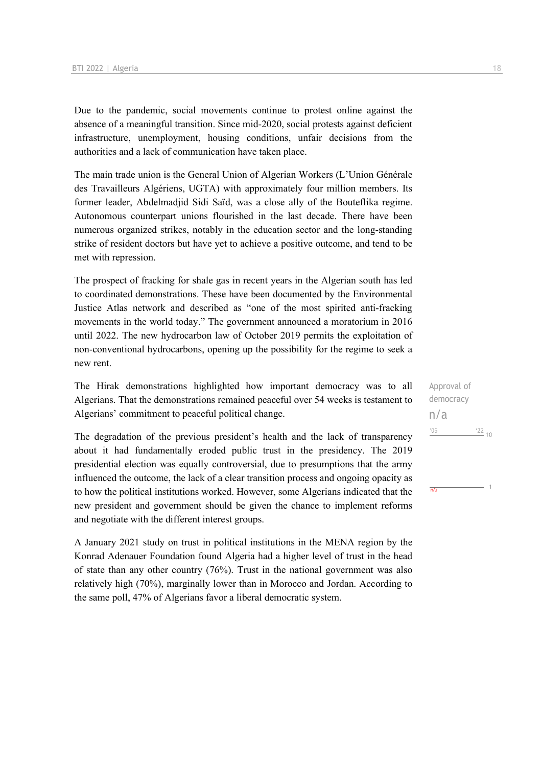Due to the pandemic, social movements continue to protest online against the absence of a meaningful transition. Since mid-2020, social protests against deficient infrastructure, unemployment, housing conditions, unfair decisions from the authorities and a lack of communication have taken place.

The main trade union is the General Union of Algerian Workers (L'Union Générale des Travailleurs Algériens, UGTA) with approximately four million members. Its former leader, Abdelmadjid Sidi Saïd, was a close ally of the Bouteflika regime. Autonomous counterpart unions flourished in the last decade. There have been numerous organized strikes, notably in the education sector and the long-standing strike of resident doctors but have yet to achieve a positive outcome, and tend to be met with repression.

The prospect of fracking for shale gas in recent years in the Algerian south has led to coordinated demonstrations. These have been documented by the Environmental Justice Atlas network and described as "one of the most spirited anti-fracking movements in the world today." The government announced a moratorium in 2016 until 2022. The new hydrocarbon law of October 2019 permits the exploitation of non-conventional hydrocarbons, opening up the possibility for the regime to seek a new rent.

Approval of democracy
n/a

The Hirak demonstrations highlighted how important democracy was to all Algerians. That the demonstrations remained peaceful over 54 weeks is testament to Algerians' commitment to peaceful political change.

The degradation of the previous president's health and the lack of transparency about it had fundamentally eroded public trust in the presidency. The 2019 presidential election was equally controversial, due to presumptions that the army influenced the outcome, the lack of a clear transition process and ongoing opacity as to how the political institutions worked. However, some Algerians indicated that the new president and government should be given the chance to implement reforms and negotiate with the different interest groups.

A January 2021 study on trust in political institutions in the MENA region by the Konrad Adenauer Foundation found Algeria had a higher level of trust in the head of state than any other country (76%). Trust in the national government was also relatively high (70%), marginally lower than in Morocco and Jordan. According to the same poll, 47% of Algerians favor a liberal democratic system.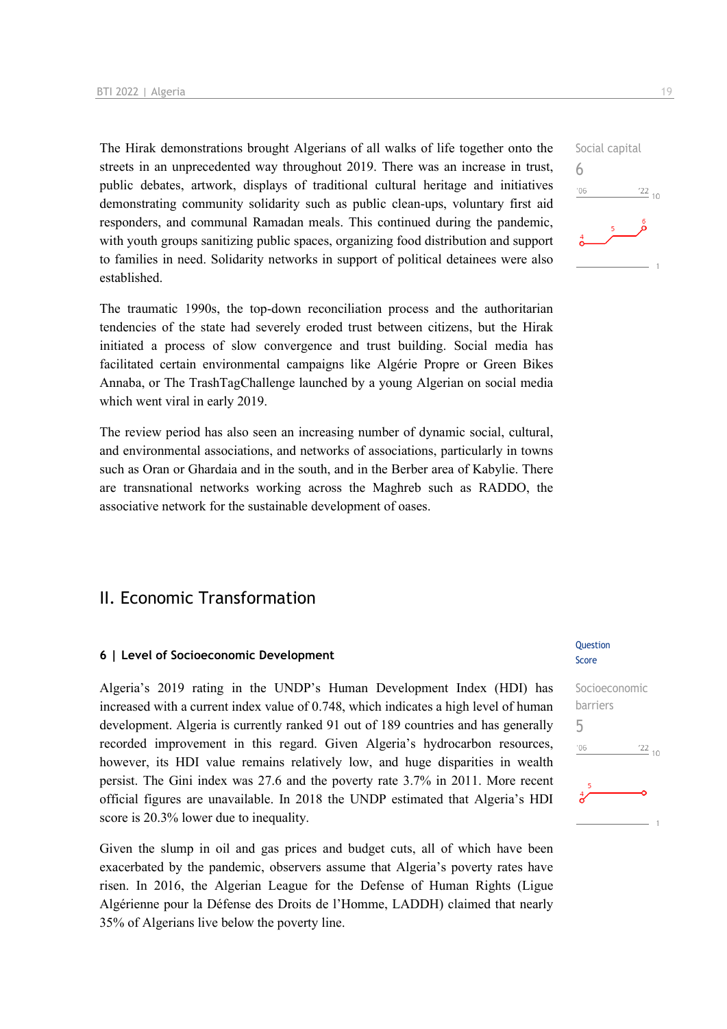The Hirak demonstrations brought Algerians of all walks of life together onto the streets in an unprecedented way throughout 2019. There was an increase in trust, public debates, artwork, displays of traditional cultural heritage and initiatives demonstrating community solidarity such as public clean-ups, voluntary first aid responders, and communal Ramadan meals. This continued during the pandemic, with youth groups sanitizing public spaces, organizing food distribution and support to families in need. Solidarity networks in support of political detainees were also established.

Social capital
6

The traumatic 1990s, the top-down reconciliation process and the authoritarian tendencies of the state had severely eroded trust between citizens, but the Hirak initiated a process of slow convergence and trust building. Social media has facilitated certain environmental campaigns like Algérie Propre or Green Bikes Annaba, or The TrashTagChallenge launched by a young Algerian on social media which went viral in early 2019.

The review period has also seen an increasing number of dynamic social, cultural, and environmental associations, and networks of associations, particularly in towns such as Oran or Ghardaia and in the south, and in the Berber area of Kabylie. There are transnational networks working across the Maghreb such as RADDO, the associative network for the sustainable development of oases.

## II. Economic Transformation

### 6 | Level of Socioeconomic Development

Question Score

Algeria's 2019 rating in the UNDP's Human Development Index (HDI) has increased with a current index value of 0.748, which indicates a high level of human development. Algeria is currently ranked 91 out of 189 countries and has generally recorded improvement in this regard. Given Algeria's hydrocarbon resources, however, its HDI value remains relatively low, and huge disparities in wealth persist. The Gini index was 27.6 and the poverty rate 3.7% in 2011. More recent official figures are unavailable. In 2018 the UNDP estimated that Algeria's HDI score is 20.3% lower due to inequality.

Socioeconomic barriers
5

Given the slump in oil and gas prices and budget cuts, all of which have been exacerbated by the pandemic, observers assume that Algeria's poverty rates have risen. In 2016, the Algerian League for the Defense of Human Rights (Ligue Algérienne pour la Défense des Droits de l'Homme, LADDH) claimed that nearly 35% of Algerians live below the poverty line.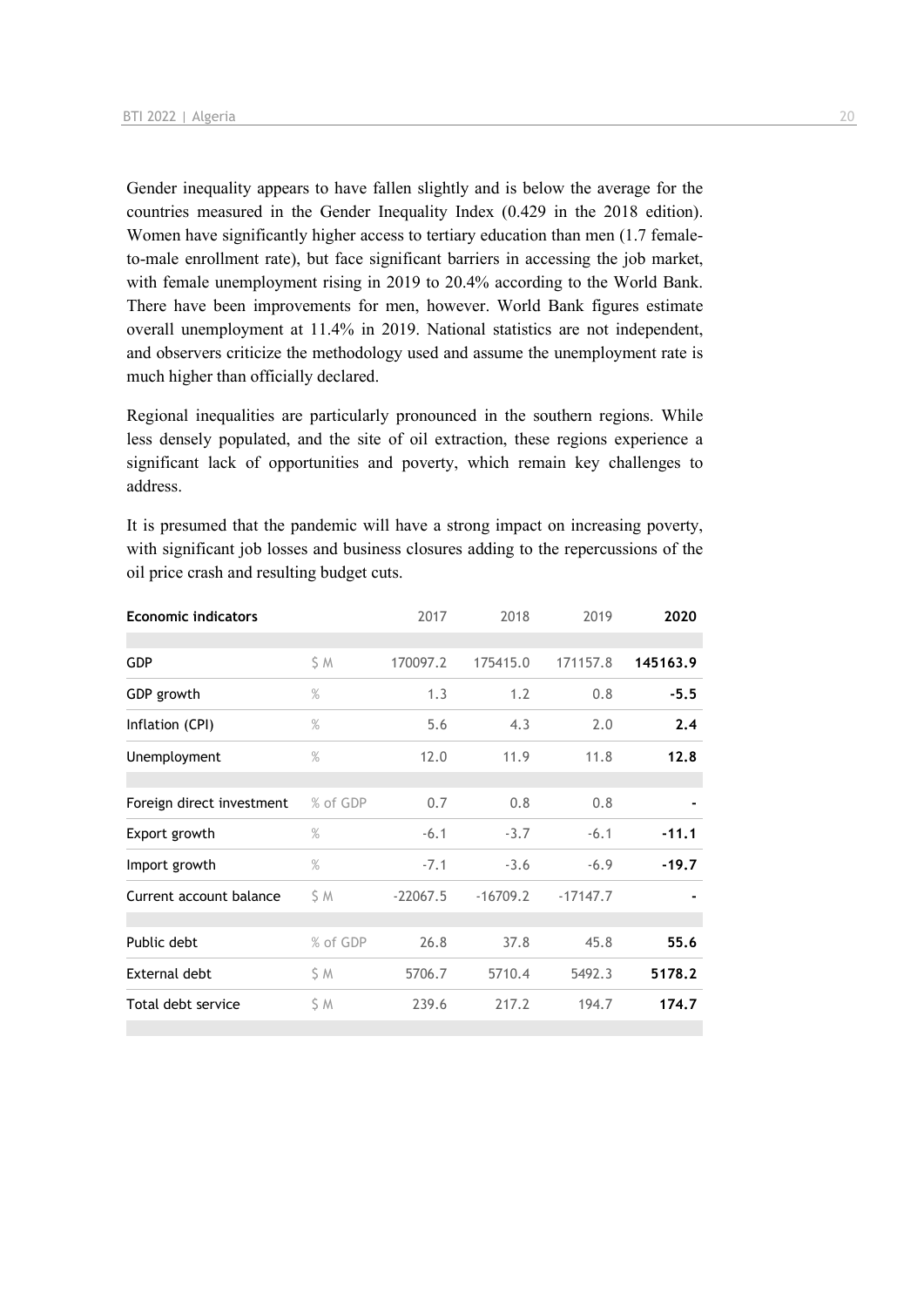Gender inequality appears to have fallen slightly and is below the average for the countries measured in the Gender Inequality Index (0.429 in the 2018 edition). Women have significantly higher access to tertiary education than men (1.7 female-to-male enrollment rate), but face significant barriers in accessing the job market, with female unemployment rising in 2019 to 20.4% according to the World Bank. There have been improvements for men, however. World Bank figures estimate overall unemployment at 11.4% in 2019. National statistics are not independent, and observers criticize the methodology used and assume the unemployment rate is much higher than officially declared.

Regional inequalities are particularly pronounced in the southern regions. While less densely populated, and the site of oil extraction, these regions experience a significant lack of opportunities and poverty, which remain key challenges to address.

It is presumed that the pandemic will have a strong impact on increasing poverty, with significant job losses and business closures adding to the repercussions of the oil price crash and resulting budget cuts.

| **Economic indicators** | | 2017 | 2018 | 2019 | **2020** |
|---|---|---|---|---|---|
| GDP | $ M | 170097.2 | 175415.0 | 171157.8 | **145163.9** |
| GDP growth | % | 1.3 | 1.2 | 0.8 | **-5.5** |
| Inflation (CPI) | % | 5.6 | 4.3 | 2.0 | **2.4** |
| Unemployment | % | 12.0 | 11.9 | 11.8 | **12.8** |
| Foreign direct investment | % of GDP | 0.7 | 0.8 | 0.8 | **-** |
| Export growth | % | -6.1 | -3.7 | -6.1 | **-11.1** |
| Import growth | % | -7.1 | -3.6 | -6.9 | **-19.7** |
| Current account balance | $ M | -22067.5 | -16709.2 | -17147.7 | **-** |
| Public debt | % of GDP | 26.8 | 37.8 | 45.8 | **55.6** |
| External debt | $ M | 5706.7 | 5710.4 | 5492.3 | **5178.2** |
| Total debt service | $ M | 239.6 | 217.2 | 194.7 | **174.7** |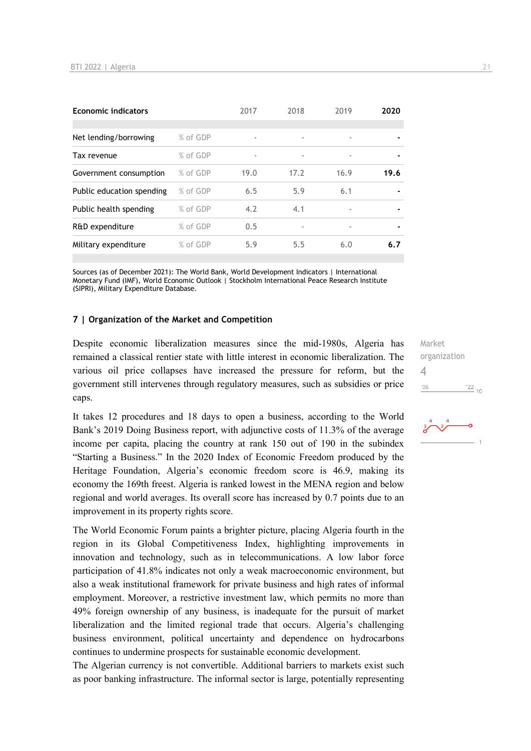| Economic indicators | | 2017 | 2018 | 2019 | 2020 |
|---|---|---|---|---|---|
| Net lending/borrowing | % of GDP | - | - | - | - |
| Tax revenue | % of GDP | - | - | - | - |
| Government consumption | % of GDP | 19.0 | 17.2 | 16.9 | 19.6 |
| Public education spending | % of GDP | 6.5 | 5.9 | 6.1 | - |
| Public health spending | % of GDP | 4.2 | 4.1 | - | - |
| R&D expenditure | % of GDP | 0.5 | - | - | - |
| Military expenditure | % of GDP | 5.9 | 5.5 | 6.0 | 6.7 |

Sources (as of December 2021): The World Bank, World Development Indicators | International Monetary Fund (IMF), World Economic Outlook | Stockholm International Peace Research Institute (SIPRI), Military Expenditure Database.

## 7 | Organization of the Market and Competition

Market organization
4

Despite economic liberalization measures since the mid-1980s, Algeria has remained a classical rentier state with little interest in economic liberalization. The various oil price collapses have increased the pressure for reform, but the government still intervenes through regulatory measures, such as subsidies or price caps.

It takes 12 procedures and 18 days to open a business, according to the World Bank's 2019 Doing Business report, with adjunctive costs of 11.3% of the average income per capita, placing the country at rank 150 out of 190 in the subindex "Starting a Business." In the 2020 Index of Economic Freedom produced by the Heritage Foundation, Algeria's economic freedom score is 46.9, making its economy the 169th freest. Algeria is ranked lowest in the MENA region and below regional and world averages. Its overall score has increased by 0.7 points due to an improvement in its property rights score.

The World Economic Forum paints a brighter picture, placing Algeria fourth in the region in its Global Competitiveness Index, highlighting improvements in innovation and technology, such as in telecommunications. A low labor force participation of 41.8% indicates not only a weak macroeconomic environment, but also a weak institutional framework for private business and high rates of informal employment. Moreover, a restrictive investment law, which permits no more than 49% foreign ownership of any business, is inadequate for the pursuit of market liberalization and the limited regional trade that occurs. Algeria's challenging business environment, political uncertainty and dependence on hydrocarbons continues to undermine prospects for sustainable economic development.

The Algerian currency is not convertible. Additional barriers to markets exist such as poor banking infrastructure. The informal sector is large, potentially representing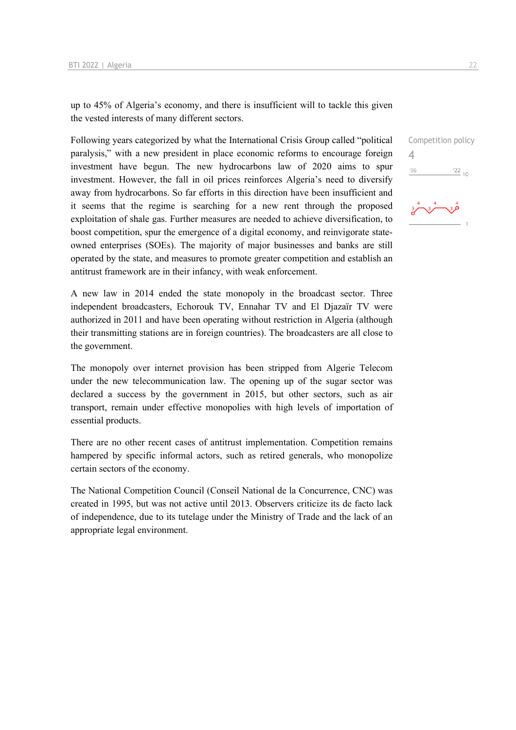up to 45% of Algeria's economy, and there is insufficient will to tackle this given the vested interests of many different sectors.

Competition policy
4

Following years categorized by what the International Crisis Group called "political paralysis," with a new president in place economic reforms to encourage foreign investment have begun. The new hydrocarbons law of 2020 aims to spur investment. However, the fall in oil prices reinforces Algeria's need to diversify away from hydrocarbons. So far efforts in this direction have been insufficient and it seems that the regime is searching for a new rent through the proposed exploitation of shale gas. Further measures are needed to achieve diversification, to boost competition, spur the emergence of a digital economy, and reinvigorate state-owned enterprises (SOEs). The majority of major businesses and banks are still operated by the state, and measures to promote greater competition and establish an antitrust framework are in their infancy, with weak enforcement.

A new law in 2014 ended the state monopoly in the broadcast sector. Three independent broadcasters, Echorouk TV, Ennahar TV and El Djazaïr TV were authorized in 2011 and have been operating without restriction in Algeria (although their transmitting stations are in foreign countries). The broadcasters are all close to the government.

The monopoly over internet provision has been stripped from Algerie Telecom under the new telecommunication law. The opening up of the sugar sector was declared a success by the government in 2015, but other sectors, such as air transport, remain under effective monopolies with high levels of importation of essential products.

There are no other recent cases of antitrust implementation. Competition remains hampered by specific informal actors, such as retired generals, who monopolize certain sectors of the economy.

The National Competition Council (Conseil National de la Concurrence, CNC) was created in 1995, but was not active until 2013. Observers criticize its de facto lack of independence, due to its tutelage under the Ministry of Trade and the lack of an appropriate legal environment.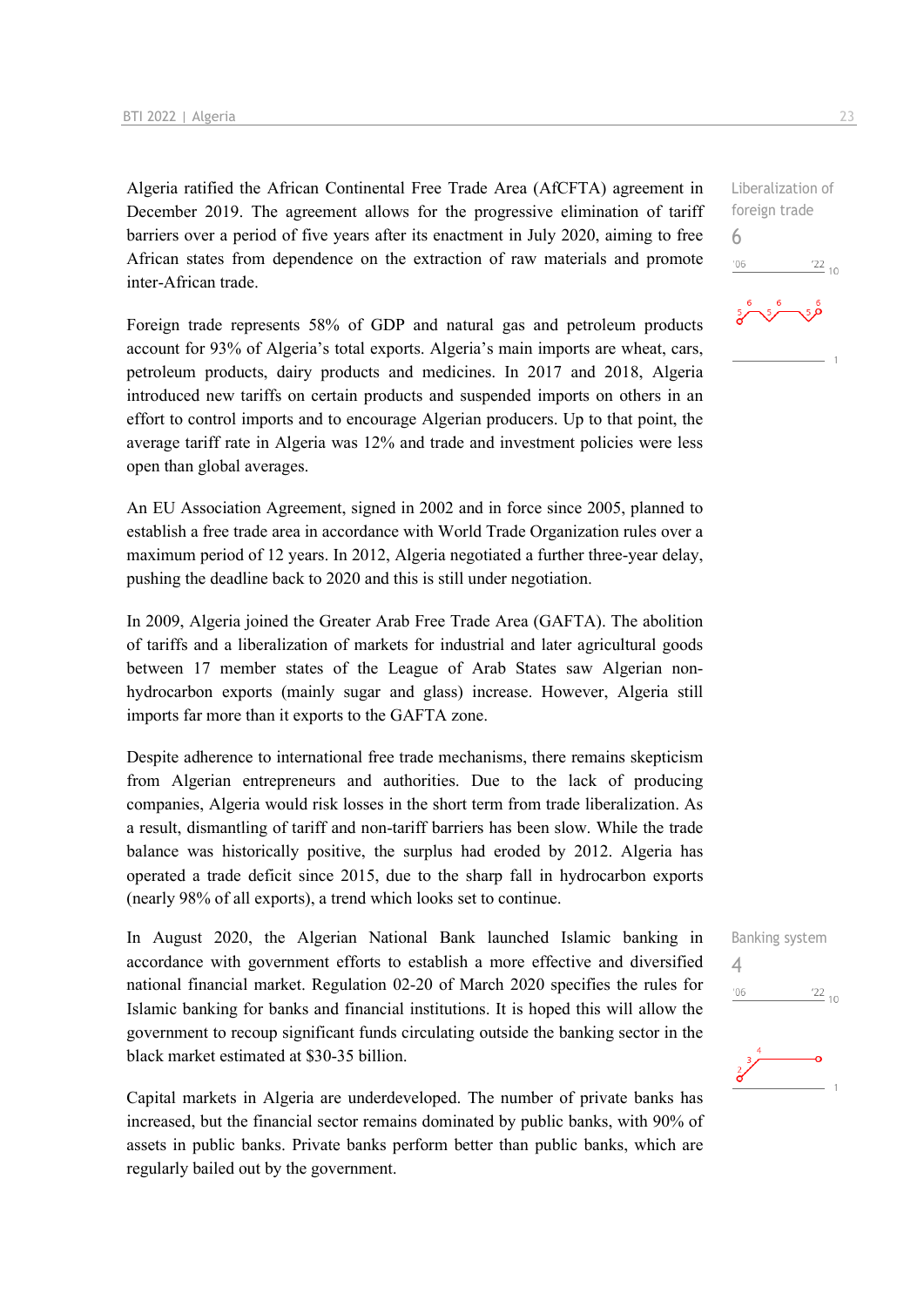Liberalization of foreign trade

6

Algeria ratified the African Continental Free Trade Area (AfCFTA) agreement in December 2019. The agreement allows for the progressive elimination of tariff barriers over a period of five years after its enactment in July 2020, aiming to free African states from dependence on the extraction of raw materials and promote inter-African trade.

Foreign trade represents 58% of GDP and natural gas and petroleum products account for 93% of Algeria's total exports. Algeria's main imports are wheat, cars, petroleum products, dairy products and medicines. In 2017 and 2018, Algeria introduced new tariffs on certain products and suspended imports on others in an effort to control imports and to encourage Algerian producers. Up to that point, the average tariff rate in Algeria was 12% and trade and investment policies were less open than global averages.

An EU Association Agreement, signed in 2002 and in force since 2005, planned to establish a free trade area in accordance with World Trade Organization rules over a maximum period of 12 years. In 2012, Algeria negotiated a further three-year delay, pushing the deadline back to 2020 and this is still under negotiation.

In 2009, Algeria joined the Greater Arab Free Trade Area (GAFTA). The abolition of tariffs and a liberalization of markets for industrial and later agricultural goods between 17 member states of the League of Arab States saw Algerian non-hydrocarbon exports (mainly sugar and glass) increase. However, Algeria still imports far more than it exports to the GAFTA zone.

Despite adherence to international free trade mechanisms, there remains skepticism from Algerian entrepreneurs and authorities. Due to the lack of producing companies, Algeria would risk losses in the short term from trade liberalization. As a result, dismantling of tariff and non-tariff barriers has been slow. While the trade balance was historically positive, the surplus had eroded by 2012. Algeria has operated a trade deficit since 2015, due to the sharp fall in hydrocarbon exports (nearly 98% of all exports), a trend which looks set to continue.

Banking system

4

In August 2020, the Algerian National Bank launched Islamic banking in accordance with government efforts to establish a more effective and diversified national financial market. Regulation 02-20 of March 2020 specifies the rules for Islamic banking for banks and financial institutions. It is hoped this will allow the government to recoup significant funds circulating outside the banking sector in the black market estimated at $30-35 billion.

Capital markets in Algeria are underdeveloped. The number of private banks has increased, but the financial sector remains dominated by public banks, with 90% of assets in public banks. Private banks perform better than public banks, which are regularly bailed out by the government.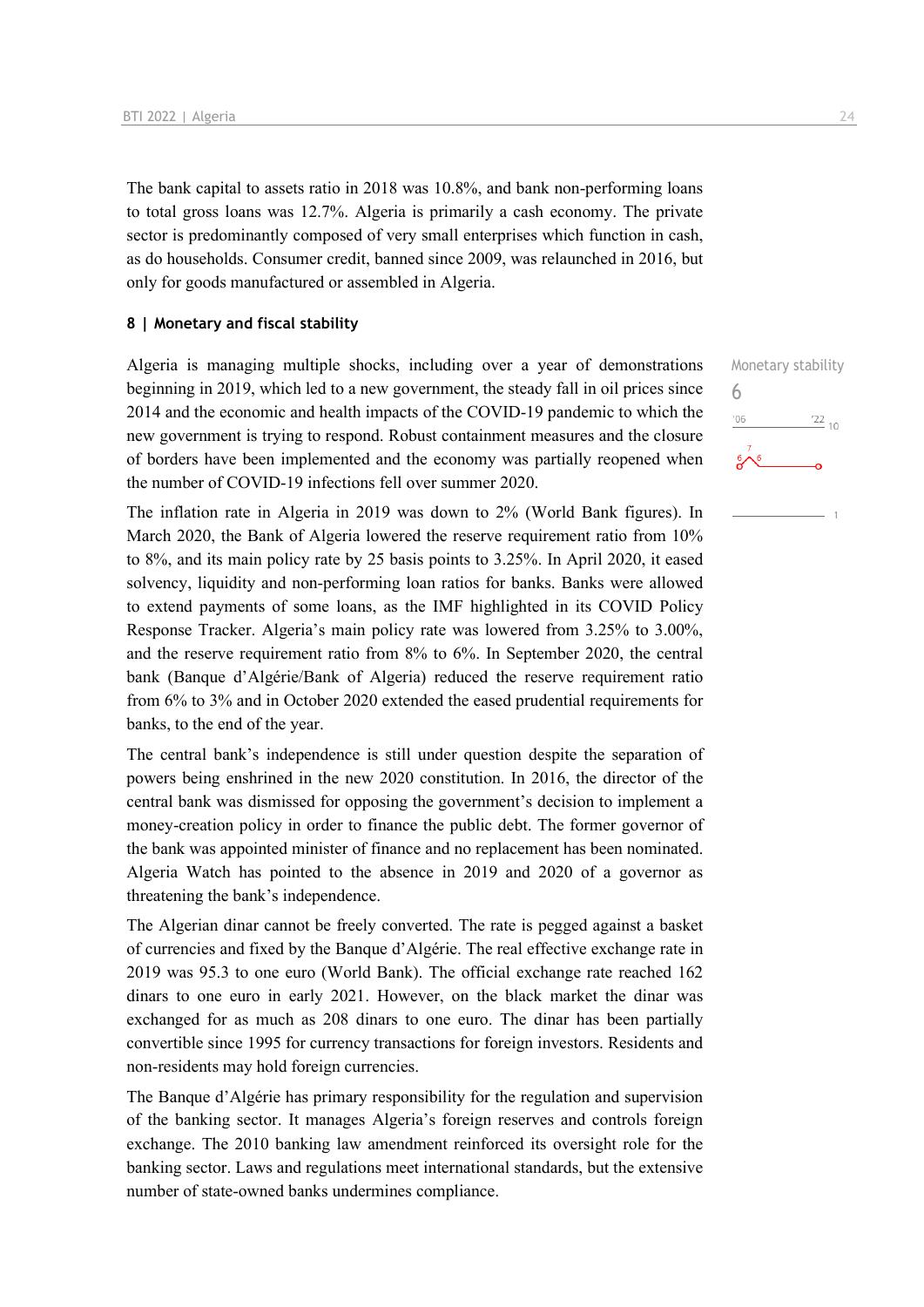The bank capital to assets ratio in 2018 was 10.8%, and bank non-performing loans to total gross loans was 12.7%. Algeria is primarily a cash economy. The private sector is predominantly composed of very small enterprises which function in cash, as do households. Consumer credit, banned since 2009, was relaunched in 2016, but only for goods manufactured or assembled in Algeria.

### 8 | Monetary and fiscal stability

Monetary stability
6

Algeria is managing multiple shocks, including over a year of demonstrations beginning in 2019, which led to a new government, the steady fall in oil prices since 2014 and the economic and health impacts of the COVID-19 pandemic to which the new government is trying to respond. Robust containment measures and the closure of borders have been implemented and the economy was partially reopened when the number of COVID-19 infections fell over summer 2020.

The inflation rate in Algeria in 2019 was down to 2% (World Bank figures). In March 2020, the Bank of Algeria lowered the reserve requirement ratio from 10% to 8%, and its main policy rate by 25 basis points to 3.25%. In April 2020, it eased solvency, liquidity and non-performing loan ratios for banks. Banks were allowed to extend payments of some loans, as the IMF highlighted in its COVID Policy Response Tracker. Algeria's main policy rate was lowered from 3.25% to 3.00%, and the reserve requirement ratio from 8% to 6%. In September 2020, the central bank (Banque d'Algérie/Bank of Algeria) reduced the reserve requirement ratio from 6% to 3% and in October 2020 extended the eased prudential requirements for banks, to the end of the year.

The central bank's independence is still under question despite the separation of powers being enshrined in the new 2020 constitution. In 2016, the director of the central bank was dismissed for opposing the government's decision to implement a money-creation policy in order to finance the public debt. The former governor of the bank was appointed minister of finance and no replacement has been nominated. Algeria Watch has pointed to the absence in 2019 and 2020 of a governor as threatening the bank's independence.

The Algerian dinar cannot be freely converted. The rate is pegged against a basket of currencies and fixed by the Banque d'Algérie. The real effective exchange rate in 2019 was 95.3 to one euro (World Bank). The official exchange rate reached 162 dinars to one euro in early 2021. However, on the black market the dinar was exchanged for as much as 208 dinars to one euro. The dinar has been partially convertible since 1995 for currency transactions for foreign investors. Residents and non-residents may hold foreign currencies.

The Banque d'Algérie has primary responsibility for the regulation and supervision of the banking sector. It manages Algeria's foreign reserves and controls foreign exchange. The 2010 banking law amendment reinforced its oversight role for the banking sector. Laws and regulations meet international standards, but the extensive number of state-owned banks undermines compliance.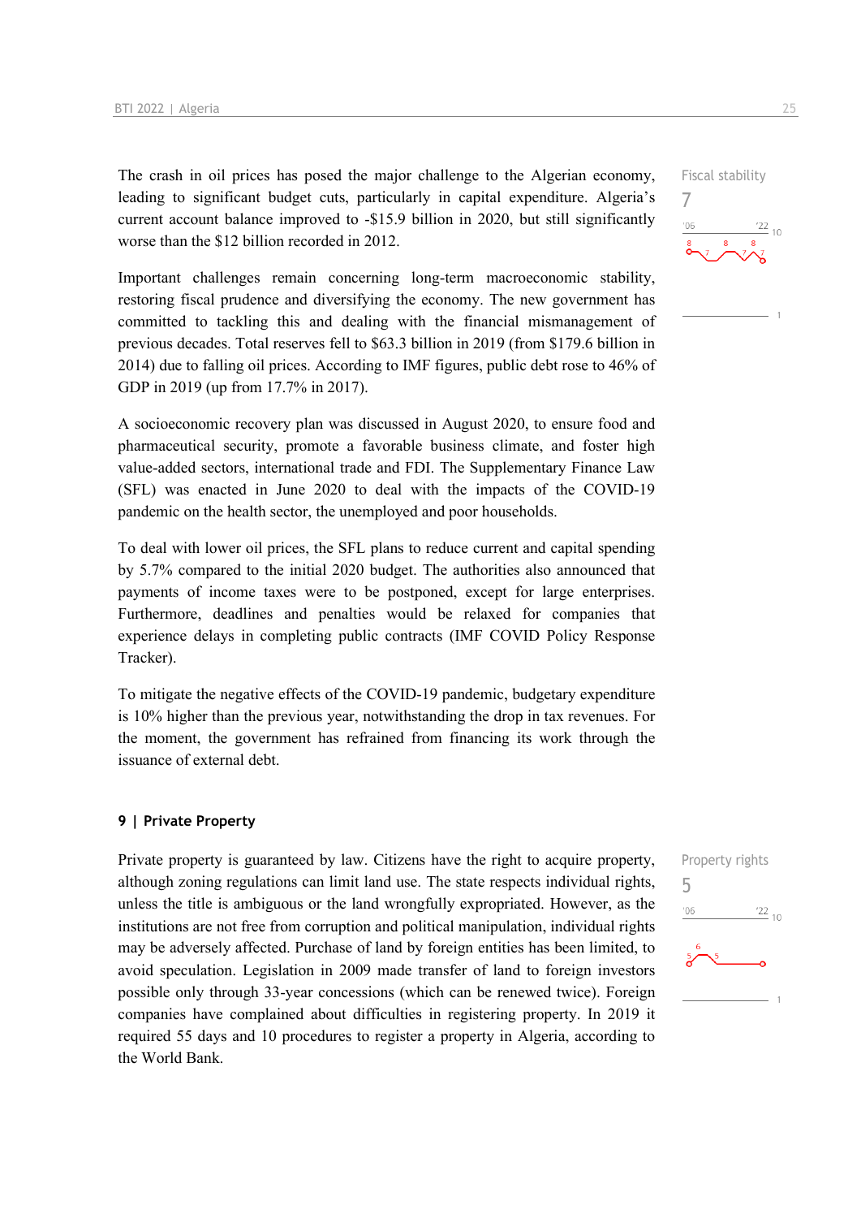Fiscal stability
7

The crash in oil prices has posed the major challenge to the Algerian economy, leading to significant budget cuts, particularly in capital expenditure. Algeria's current account balance improved to -$15.9 billion in 2020, but still significantly worse than the $12 billion recorded in 2012.

Important challenges remain concerning long-term macroeconomic stability, restoring fiscal prudence and diversifying the economy. The new government has committed to tackling this and dealing with the financial mismanagement of previous decades. Total reserves fell to $63.3 billion in 2019 (from $179.6 billion in 2014) due to falling oil prices. According to IMF figures, public debt rose to 46% of GDP in 2019 (up from 17.7% in 2017).

A socioeconomic recovery plan was discussed in August 2020, to ensure food and pharmaceutical security, promote a favorable business climate, and foster high value-added sectors, international trade and FDI. The Supplementary Finance Law (SFL) was enacted in June 2020 to deal with the impacts of the COVID-19 pandemic on the health sector, the unemployed and poor households.

To deal with lower oil prices, the SFL plans to reduce current and capital spending by 5.7% compared to the initial 2020 budget. The authorities also announced that payments of income taxes were to be postponed, except for large enterprises. Furthermore, deadlines and penalties would be relaxed for companies that experience delays in completing public contracts (IMF COVID Policy Response Tracker).

To mitigate the negative effects of the COVID-19 pandemic, budgetary expenditure is 10% higher than the previous year, notwithstanding the drop in tax revenues. For the moment, the government has refrained from financing its work through the issuance of external debt.

## 9 | Private Property

Property rights
5

Private property is guaranteed by law. Citizens have the right to acquire property, although zoning regulations can limit land use. The state respects individual rights, unless the title is ambiguous or the land wrongfully expropriated. However, as the institutions are not free from corruption and political manipulation, individual rights may be adversely affected. Purchase of land by foreign entities has been limited, to avoid speculation. Legislation in 2009 made transfer of land to foreign investors possible only through 33-year concessions (which can be renewed twice). Foreign companies have complained about difficulties in registering property. In 2019 it required 55 days and 10 procedures to register a property in Algeria, according to the World Bank.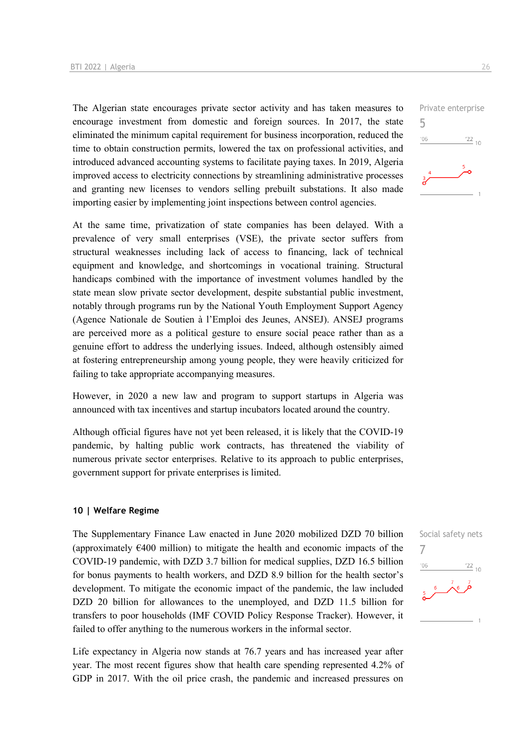Private enterprise
5

The Algerian state encourages private sector activity and has taken measures to encourage investment from domestic and foreign sources. In 2017, the state eliminated the minimum capital requirement for business incorporation, reduced the time to obtain construction permits, lowered the tax on professional activities, and introduced advanced accounting systems to facilitate paying taxes. In 2019, Algeria improved access to electricity connections by streamlining administrative processes and granting new licenses to vendors selling prebuilt substations. It also made importing easier by implementing joint inspections between control agencies.

At the same time, privatization of state companies has been delayed. With a prevalence of very small enterprises (VSE), the private sector suffers from structural weaknesses including lack of access to financing, lack of technical equipment and knowledge, and shortcomings in vocational training. Structural handicaps combined with the importance of investment volumes handled by the state mean slow private sector development, despite substantial public investment, notably through programs run by the National Youth Employment Support Agency (Agence Nationale de Soutien à l'Emploi des Jeunes, ANSEJ). ANSEJ programs are perceived more as a political gesture to ensure social peace rather than as a genuine effort to address the underlying issues. Indeed, although ostensibly aimed at fostering entrepreneurship among young people, they were heavily criticized for failing to take appropriate accompanying measures.

However, in 2020 a new law and program to support startups in Algeria was announced with tax incentives and startup incubators located around the country.

Although official figures have not yet been released, it is likely that the COVID-19 pandemic, by halting public work contracts, has threatened the viability of numerous private sector enterprises. Relative to its approach to public enterprises, government support for private enterprises is limited.

## 10 | Welfare Regime

Social safety nets
7

The Supplementary Finance Law enacted in June 2020 mobilized DZD 70 billion (approximately €400 million) to mitigate the health and economic impacts of the COVID-19 pandemic, with DZD 3.7 billion for medical supplies, DZD 16.5 billion for bonus payments to health workers, and DZD 8.9 billion for the health sector's development. To mitigate the economic impact of the pandemic, the law included DZD 20 billion for allowances to the unemployed, and DZD 11.5 billion for transfers to poor households (IMF COVID Policy Response Tracker). However, it failed to offer anything to the numerous workers in the informal sector.

Life expectancy in Algeria now stands at 76.7 years and has increased year after year. The most recent figures show that health care spending represented 4.2% of GDP in 2017. With the oil price crash, the pandemic and increased pressures on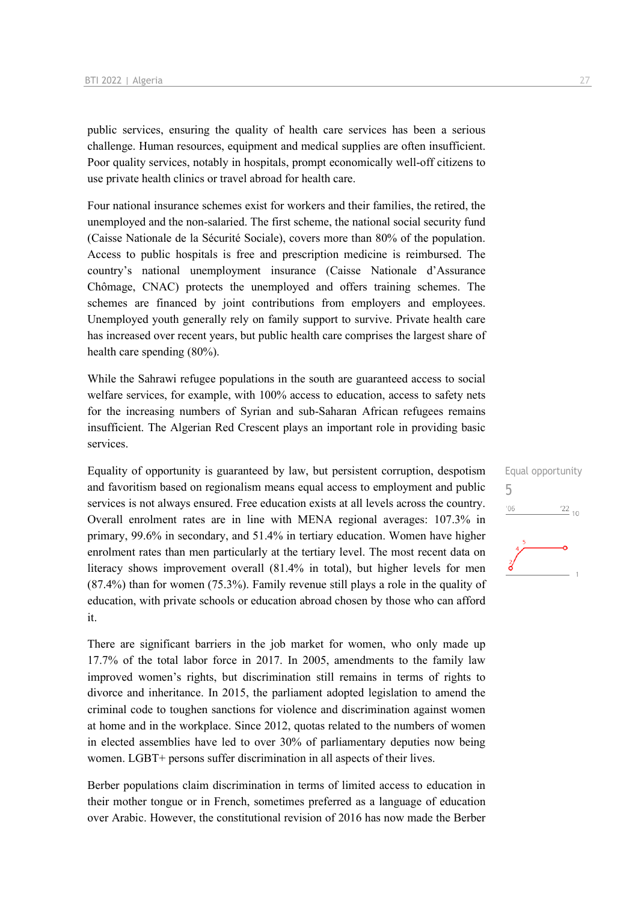public services, ensuring the quality of health care services has been a serious challenge. Human resources, equipment and medical supplies are often insufficient. Poor quality services, notably in hospitals, prompt economically well-off citizens to use private health clinics or travel abroad for health care.

Four national insurance schemes exist for workers and their families, the retired, the unemployed and the non-salaried. The first scheme, the national social security fund (Caisse Nationale de la Sécurité Sociale), covers more than 80% of the population. Access to public hospitals is free and prescription medicine is reimbursed. The country's national unemployment insurance (Caisse Nationale d'Assurance Chômage, CNAC) protects the unemployed and offers training schemes. The schemes are financed by joint contributions from employers and employees. Unemployed youth generally rely on family support to survive. Private health care has increased over recent years, but public health care comprises the largest share of health care spending (80%).

While the Sahrawi refugee populations in the south are guaranteed access to social welfare services, for example, with 100% access to education, access to safety nets for the increasing numbers of Syrian and sub-Saharan African refugees remains insufficient. The Algerian Red Crescent plays an important role in providing basic services.

Equal opportunity
5

Equality of opportunity is guaranteed by law, but persistent corruption, despotism and favoritism based on regionalism means equal access to employment and public services is not always ensured. Free education exists at all levels across the country. Overall enrolment rates are in line with MENA regional averages: 107.3% in primary, 99.6% in secondary, and 51.4% in tertiary education. Women have higher enrolment rates than men particularly at the tertiary level. The most recent data on literacy shows improvement overall (81.4% in total), but higher levels for men (87.4%) than for women (75.3%). Family revenue still plays a role in the quality of education, with private schools or education abroad chosen by those who can afford it.

There are significant barriers in the job market for women, who only made up 17.7% of the total labor force in 2017. In 2005, amendments to the family law improved women's rights, but discrimination still remains in terms of rights to divorce and inheritance. In 2015, the parliament adopted legislation to amend the criminal code to toughen sanctions for violence and discrimination against women at home and in the workplace. Since 2012, quotas related to the numbers of women in elected assemblies have led to over 30% of parliamentary deputies now being women. LGBT+ persons suffer discrimination in all aspects of their lives.

Berber populations claim discrimination in terms of limited access to education in their mother tongue or in French, sometimes preferred as a language of education over Arabic. However, the constitutional revision of 2016 has now made the Berber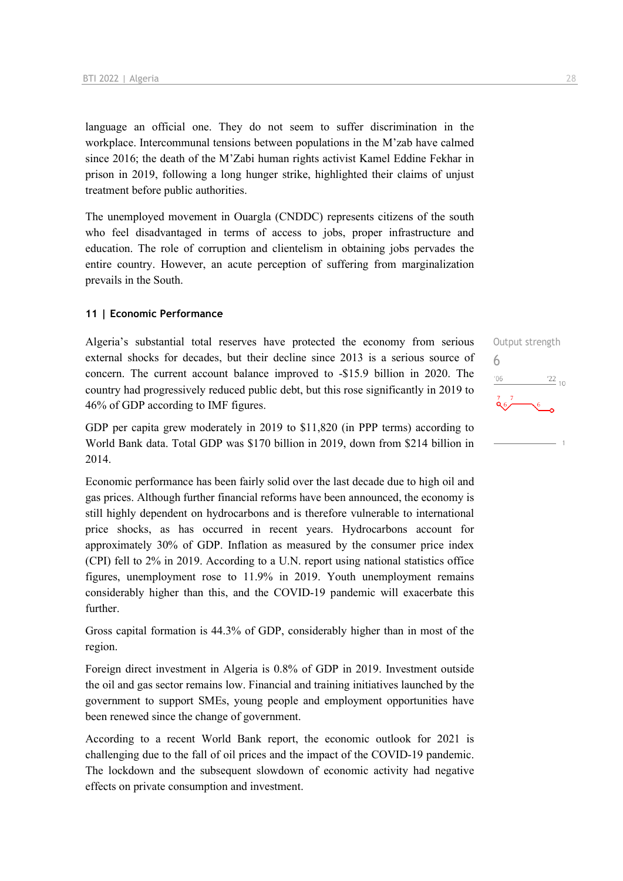language an official one. They do not seem to suffer discrimination in the workplace. Intercommunal tensions between populations in the M'zab have calmed since 2016; the death of the M'Zabi human rights activist Kamel Eddine Fekhar in prison in 2019, following a long hunger strike, highlighted their claims of unjust treatment before public authorities.

The unemployed movement in Ouargla (CNDDC) represents citizens of the south who feel disadvantaged in terms of access to jobs, proper infrastructure and education. The role of corruption and clientelism in obtaining jobs pervades the entire country. However, an acute perception of suffering from marginalization prevails in the South.

### 11 | Economic Performance

Output strength
6

Algeria's substantial total reserves have protected the economy from serious external shocks for decades, but their decline since 2013 is a serious source of concern. The current account balance improved to -$15.9 billion in 2020. The country had progressively reduced public debt, but this rose significantly in 2019 to 46% of GDP according to IMF figures.

GDP per capita grew moderately in 2019 to $11,820 (in PPP terms) according to World Bank data. Total GDP was $170 billion in 2019, down from $214 billion in 2014.

Economic performance has been fairly solid over the last decade due to high oil and gas prices. Although further financial reforms have been announced, the economy is still highly dependent on hydrocarbons and is therefore vulnerable to international price shocks, as has occurred in recent years. Hydrocarbons account for approximately 30% of GDP. Inflation as measured by the consumer price index (CPI) fell to 2% in 2019. According to a U.N. report using national statistics office figures, unemployment rose to 11.9% in 2019. Youth unemployment remains considerably higher than this, and the COVID-19 pandemic will exacerbate this further.

Gross capital formation is 44.3% of GDP, considerably higher than in most of the region.

Foreign direct investment in Algeria is 0.8% of GDP in 2019. Investment outside the oil and gas sector remains low. Financial and training initiatives launched by the government to support SMEs, young people and employment opportunities have been renewed since the change of government.

According to a recent World Bank report, the economic outlook for 2021 is challenging due to the fall of oil prices and the impact of the COVID-19 pandemic. The lockdown and the subsequent slowdown of economic activity had negative effects on private consumption and investment.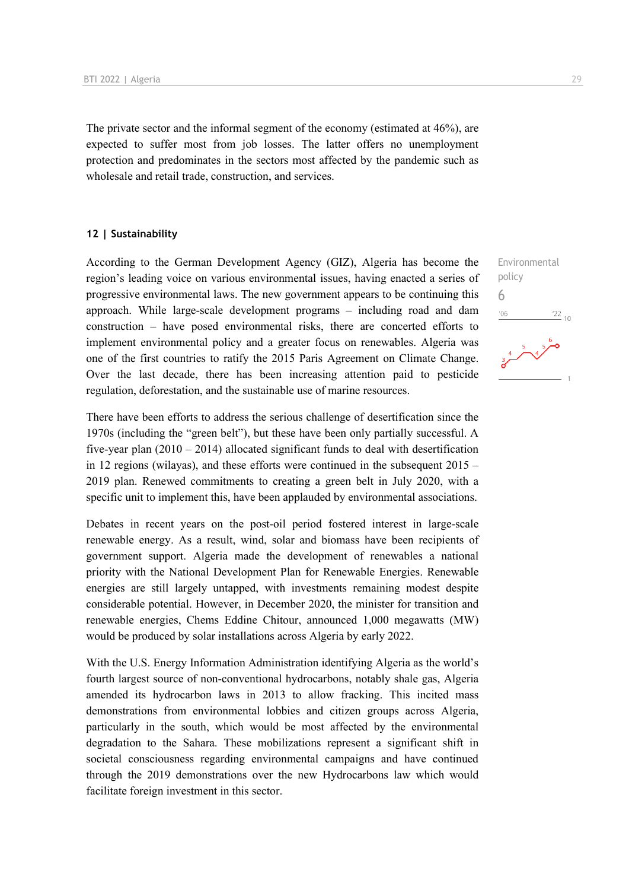The private sector and the informal segment of the economy (estimated at 46%), are expected to suffer most from job losses. The latter offers no unemployment protection and predominates in the sectors most affected by the pandemic such as wholesale and retail trade, construction, and services.

## 12 | Sustainability

Environmental policy
6

According to the German Development Agency (GIZ), Algeria has become the region's leading voice on various environmental issues, having enacted a series of progressive environmental laws. The new government appears to be continuing this approach. While large-scale development programs – including road and dam construction – have posed environmental risks, there are concerted efforts to implement environmental policy and a greater focus on renewables. Algeria was one of the first countries to ratify the 2015 Paris Agreement on Climate Change. Over the last decade, there has been increasing attention paid to pesticide regulation, deforestation, and the sustainable use of marine resources.

There have been efforts to address the serious challenge of desertification since the 1970s (including the "green belt"), but these have been only partially successful. A five-year plan (2010 – 2014) allocated significant funds to deal with desertification in 12 regions (wilayas), and these efforts were continued in the subsequent 2015 – 2019 plan. Renewed commitments to creating a green belt in July 2020, with a specific unit to implement this, have been applauded by environmental associations.

Debates in recent years on the post-oil period fostered interest in large-scale renewable energy. As a result, wind, solar and biomass have been recipients of government support. Algeria made the development of renewables a national priority with the National Development Plan for Renewable Energies. Renewable energies are still largely untapped, with investments remaining modest despite considerable potential. However, in December 2020, the minister for transition and renewable energies, Chems Eddine Chitour, announced 1,000 megawatts (MW) would be produced by solar installations across Algeria by early 2022.

With the U.S. Energy Information Administration identifying Algeria as the world's fourth largest source of non-conventional hydrocarbons, notably shale gas, Algeria amended its hydrocarbon laws in 2013 to allow fracking. This incited mass demonstrations from environmental lobbies and citizen groups across Algeria, particularly in the south, which would be most affected by the environmental degradation to the Sahara. These mobilizations represent a significant shift in societal consciousness regarding environmental campaigns and have continued through the 2019 demonstrations over the new Hydrocarbons law which would facilitate foreign investment in this sector.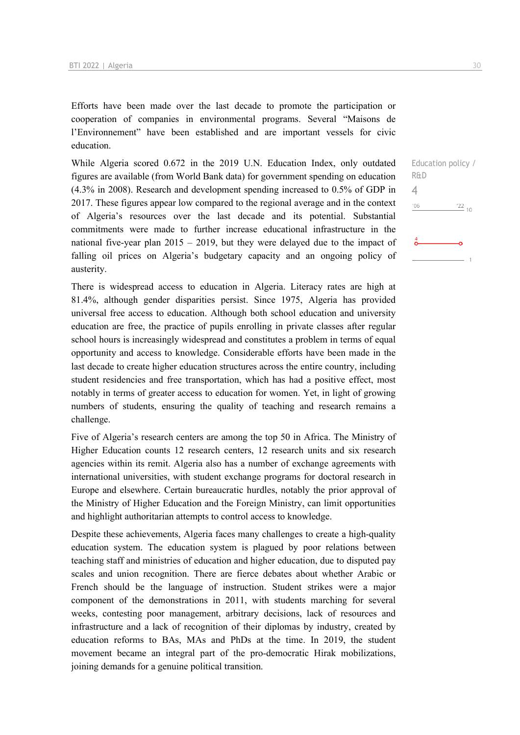Efforts have been made over the last decade to promote the participation or cooperation of companies in environmental programs. Several "Maisons de l'Environnement" have been established and are important vessels for civic education.

Education policy / R&D

4

While Algeria scored 0.672 in the 2019 U.N. Education Index, only outdated figures are available (from World Bank data) for government spending on education (4.3% in 2008). Research and development spending increased to 0.5% of GDP in 2017. These figures appear low compared to the regional average and in the context of Algeria's resources over the last decade and its potential. Substantial commitments were made to further increase educational infrastructure in the national five-year plan 2015 – 2019, but they were delayed due to the impact of falling oil prices on Algeria's budgetary capacity and an ongoing policy of austerity.

There is widespread access to education in Algeria. Literacy rates are high at 81.4%, although gender disparities persist. Since 1975, Algeria has provided universal free access to education. Although both school education and university education are free, the practice of pupils enrolling in private classes after regular school hours is increasingly widespread and constitutes a problem in terms of equal opportunity and access to knowledge. Considerable efforts have been made in the last decade to create higher education structures across the entire country, including student residencies and free transportation, which has had a positive effect, most notably in terms of greater access to education for women. Yet, in light of growing numbers of students, ensuring the quality of teaching and research remains a challenge.

Five of Algeria's research centers are among the top 50 in Africa. The Ministry of Higher Education counts 12 research centers, 12 research units and six research agencies within its remit. Algeria also has a number of exchange agreements with international universities, with student exchange programs for doctoral research in Europe and elsewhere. Certain bureaucratic hurdles, notably the prior approval of the Ministry of Higher Education and the Foreign Ministry, can limit opportunities and highlight authoritarian attempts to control access to knowledge.

Despite these achievements, Algeria faces many challenges to create a high-quality education system. The education system is plagued by poor relations between teaching staff and ministries of education and higher education, due to disputed pay scales and union recognition. There are fierce debates about whether Arabic or French should be the language of instruction. Student strikes were a major component of the demonstrations in 2011, with students marching for several weeks, contesting poor management, arbitrary decisions, lack of resources and infrastructure and a lack of recognition of their diplomas by industry, created by education reforms to BAs, MAs and PhDs at the time. In 2019, the student movement became an integral part of the pro-democratic Hirak mobilizations, joining demands for a genuine political transition.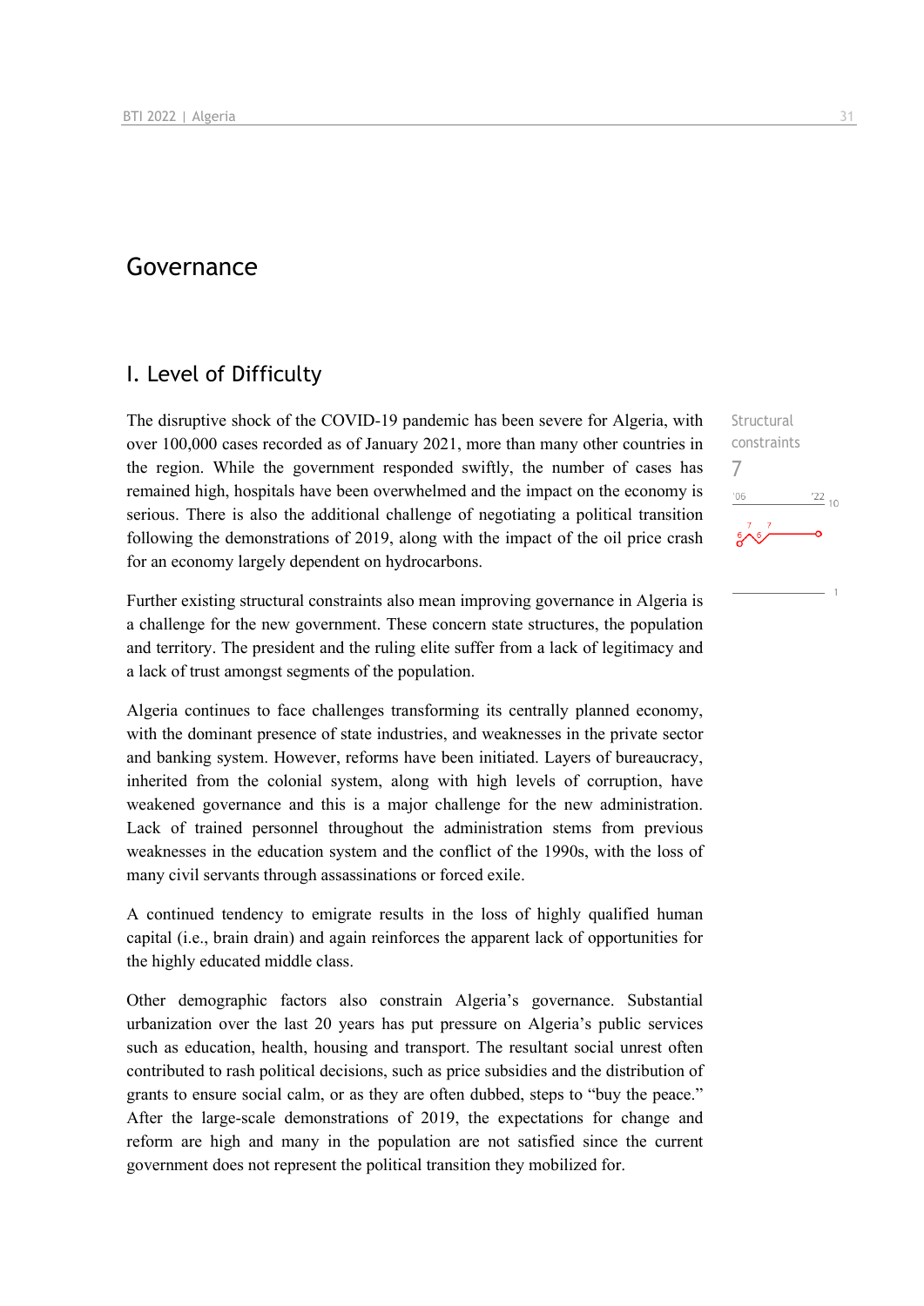# Governance

## I. Level of Difficulty

Structural constraints
7

The disruptive shock of the COVID-19 pandemic has been severe for Algeria, with over 100,000 cases recorded as of January 2021, more than many other countries in the region. While the government responded swiftly, the number of cases has remained high, hospitals have been overwhelmed and the impact on the economy is serious. There is also the additional challenge of negotiating a political transition following the demonstrations of 2019, along with the impact of the oil price crash for an economy largely dependent on hydrocarbons.

Further existing structural constraints also mean improving governance in Algeria is a challenge for the new government. These concern state structures, the population and territory. The president and the ruling elite suffer from a lack of legitimacy and a lack of trust amongst segments of the population.

Algeria continues to face challenges transforming its centrally planned economy, with the dominant presence of state industries, and weaknesses in the private sector and banking system. However, reforms have been initiated. Layers of bureaucracy, inherited from the colonial system, along with high levels of corruption, have weakened governance and this is a major challenge for the new administration. Lack of trained personnel throughout the administration stems from previous weaknesses in the education system and the conflict of the 1990s, with the loss of many civil servants through assassinations or forced exile.

A continued tendency to emigrate results in the loss of highly qualified human capital (i.e., brain drain) and again reinforces the apparent lack of opportunities for the highly educated middle class.

Other demographic factors also constrain Algeria's governance. Substantial urbanization over the last 20 years has put pressure on Algeria's public services such as education, health, housing and transport. The resultant social unrest often contributed to rash political decisions, such as price subsidies and the distribution of grants to ensure social calm, or as they are often dubbed, steps to "buy the peace." After the large-scale demonstrations of 2019, the expectations for change and reform are high and many in the population are not satisfied since the current government does not represent the political transition they mobilized for.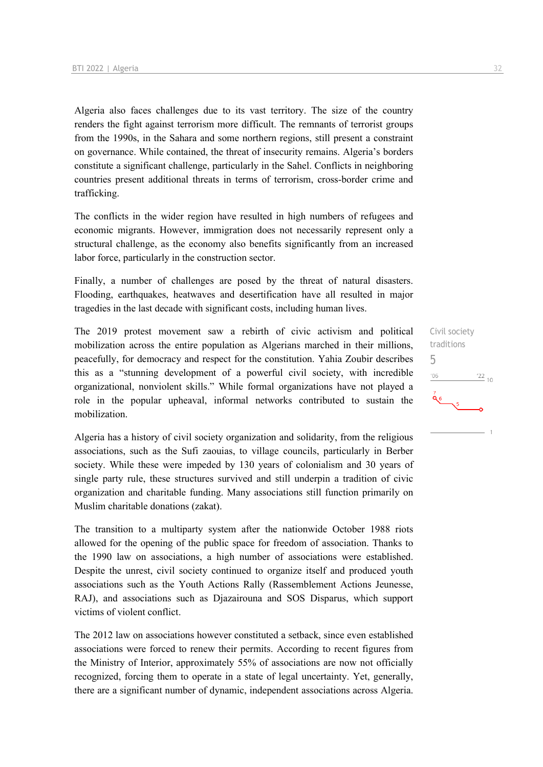Algeria also faces challenges due to its vast territory. The size of the country renders the fight against terrorism more difficult. The remnants of terrorist groups from the 1990s, in the Sahara and some northern regions, still present a constraint on governance. While contained, the threat of insecurity remains. Algeria's borders constitute a significant challenge, particularly in the Sahel. Conflicts in neighboring countries present additional threats in terms of terrorism, cross-border crime and trafficking.

The conflicts in the wider region have resulted in high numbers of refugees and economic migrants. However, immigration does not necessarily represent only a structural challenge, as the economy also benefits significantly from an increased labor force, particularly in the construction sector.

Finally, a number of challenges are posed by the threat of natural disasters. Flooding, earthquakes, heatwaves and desertification have all resulted in major tragedies in the last decade with significant costs, including human lives.

Civil society traditions

5

The 2019 protest movement saw a rebirth of civic activism and political mobilization across the entire population as Algerians marched in their millions, peacefully, for democracy and respect for the constitution. Yahia Zoubir describes this as a "stunning development of a powerful civil society, with incredible organizational, nonviolent skills." While formal organizations have not played a role in the popular upheaval, informal networks contributed to sustain the mobilization.

Algeria has a history of civil society organization and solidarity, from the religious associations, such as the Sufi zaouias, to village councils, particularly in Berber society. While these were impeded by 130 years of colonialism and 30 years of single party rule, these structures survived and still underpin a tradition of civic organization and charitable funding. Many associations still function primarily on Muslim charitable donations (zakat).

The transition to a multiparty system after the nationwide October 1988 riots allowed for the opening of the public space for freedom of association. Thanks to the 1990 law on associations, a high number of associations were established. Despite the unrest, civil society continued to organize itself and produced youth associations such as the Youth Actions Rally (Rassemblement Actions Jeunesse, RAJ), and associations such as Djazairouna and SOS Disparus, which support victims of violent conflict.

The 2012 law on associations however constituted a setback, since even established associations were forced to renew their permits. According to recent figures from the Ministry of Interior, approximately 55% of associations are now not officially recognized, forcing them to operate in a state of legal uncertainty. Yet, generally, there are a significant number of dynamic, independent associations across Algeria.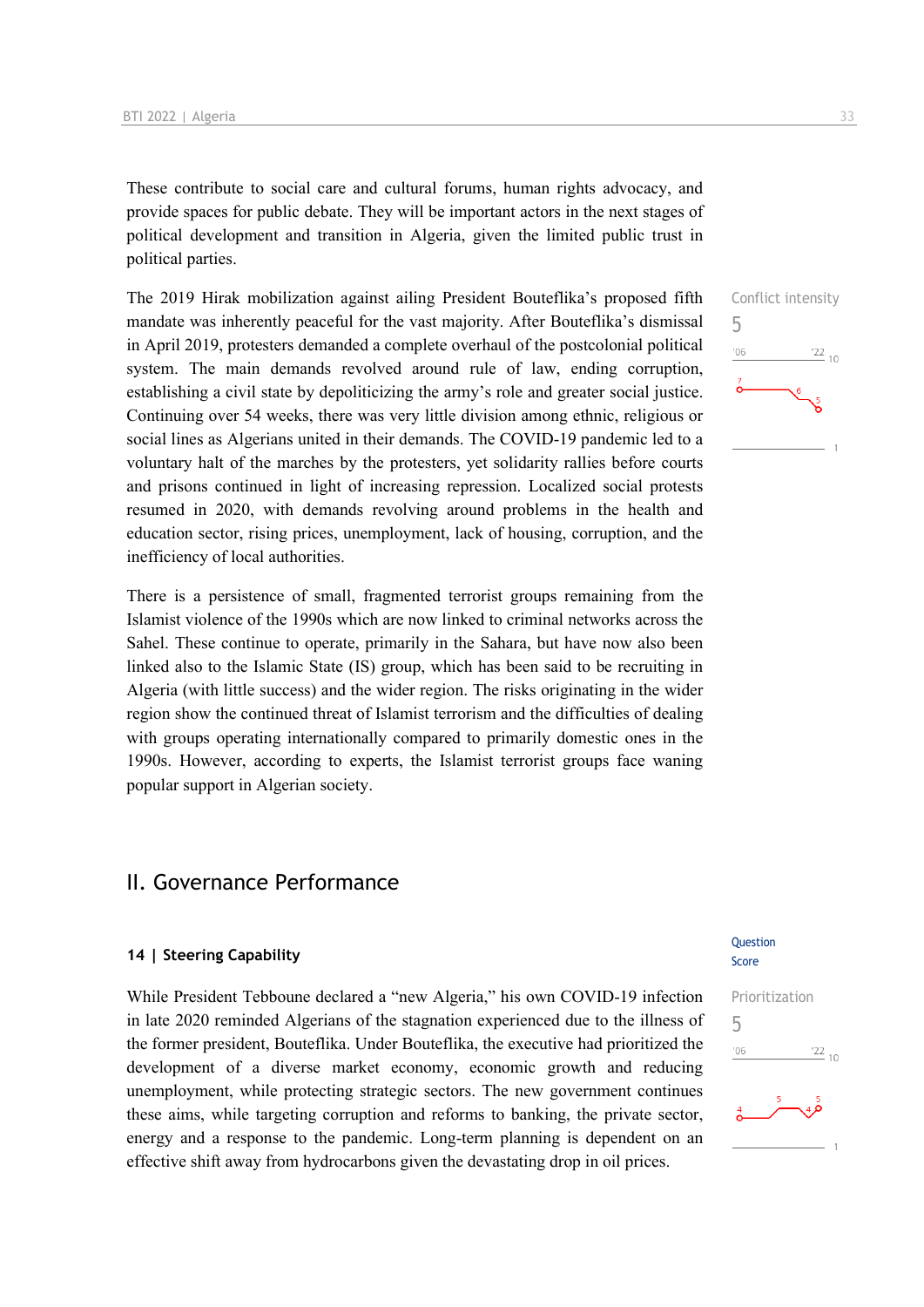These contribute to social care and cultural forums, human rights advocacy, and provide spaces for public debate. They will be important actors in the next stages of political development and transition in Algeria, given the limited public trust in political parties.

Conflict intensity
5

The 2019 Hirak mobilization against ailing President Bouteflika's proposed fifth mandate was inherently peaceful for the vast majority. After Bouteflika's dismissal in April 2019, protesters demanded a complete overhaul of the postcolonial political system. The main demands revolved around rule of law, ending corruption, establishing a civil state by depoliticizing the army's role and greater social justice. Continuing over 54 weeks, there was very little division among ethnic, religious or social lines as Algerians united in their demands. The COVID-19 pandemic led to a voluntary halt of the marches by the protesters, yet solidarity rallies before courts and prisons continued in light of increasing repression. Localized social protests resumed in 2020, with demands revolving around problems in the health and education sector, rising prices, unemployment, lack of housing, corruption, and the inefficiency of local authorities.

There is a persistence of small, fragmented terrorist groups remaining from the Islamist violence of the 1990s which are now linked to criminal networks across the Sahel. These continue to operate, primarily in the Sahara, but have now also been linked also to the Islamic State (IS) group, which has been said to be recruiting in Algeria (with little success) and the wider region. The risks originating in the wider region show the continued threat of Islamist terrorism and the difficulties of dealing with groups operating internationally compared to primarily domestic ones in the 1990s. However, according to experts, the Islamist terrorist groups face waning popular support in Algerian society.

## II. Governance Performance

### 14 | Steering Capability

Question Score

Prioritization
5

While President Tebboune declared a "new Algeria," his own COVID-19 infection in late 2020 reminded Algerians of the stagnation experienced due to the illness of the former president, Bouteflika. Under Bouteflika, the executive had prioritized the development of a diverse market economy, economic growth and reducing unemployment, while protecting strategic sectors. The new government continues these aims, while targeting corruption and reforms to banking, the private sector, energy and a response to the pandemic. Long-term planning is dependent on an effective shift away from hydrocarbons given the devastating drop in oil prices.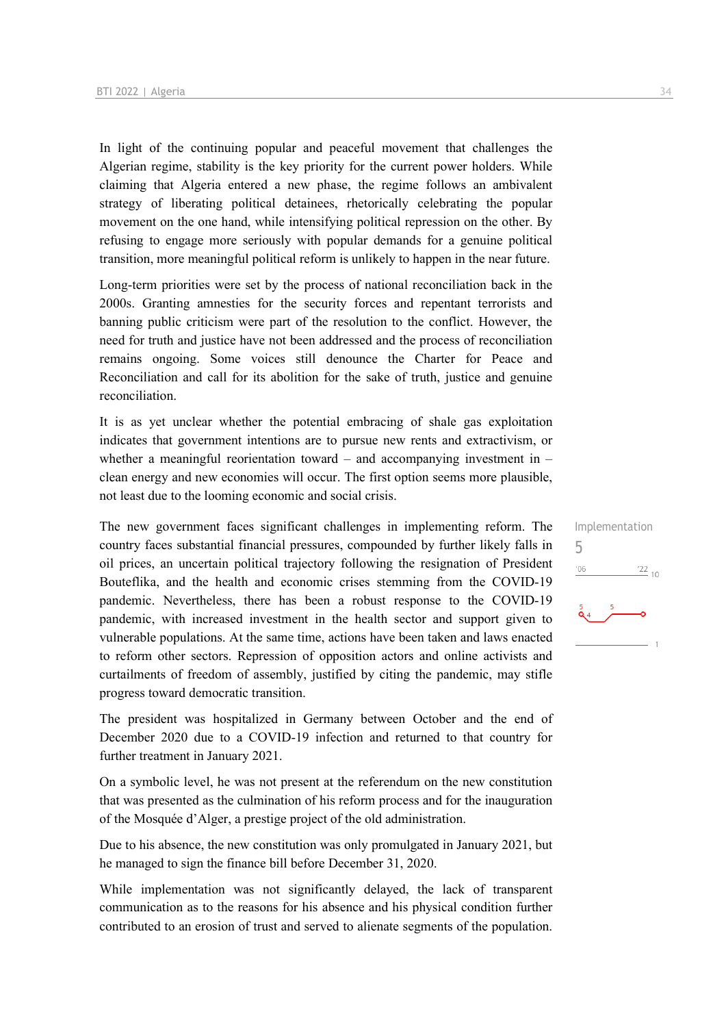In light of the continuing popular and peaceful movement that challenges the Algerian regime, stability is the key priority for the current power holders. While claiming that Algeria entered a new phase, the regime follows an ambivalent strategy of liberating political detainees, rhetorically celebrating the popular movement on the one hand, while intensifying political repression on the other. By refusing to engage more seriously with popular demands for a genuine political transition, more meaningful political reform is unlikely to happen in the near future.

Long-term priorities were set by the process of national reconciliation back in the 2000s. Granting amnesties for the security forces and repentant terrorists and banning public criticism were part of the resolution to the conflict. However, the need for truth and justice have not been addressed and the process of reconciliation remains ongoing. Some voices still denounce the Charter for Peace and Reconciliation and call for its abolition for the sake of truth, justice and genuine reconciliation.

It is as yet unclear whether the potential embracing of shale gas exploitation indicates that government intentions are to pursue new rents and extractivism, or whether a meaningful reorientation toward – and accompanying investment in – clean energy and new economies will occur. The first option seems more plausible, not least due to the looming economic and social crisis.

Implementation
5

The new government faces significant challenges in implementing reform. The country faces substantial financial pressures, compounded by further likely falls in oil prices, an uncertain political trajectory following the resignation of President Bouteflika, and the health and economic crises stemming from the COVID-19 pandemic. Nevertheless, there has been a robust response to the COVID-19 pandemic, with increased investment in the health sector and support given to vulnerable populations. At the same time, actions have been taken and laws enacted to reform other sectors. Repression of opposition actors and online activists and curtailments of freedom of assembly, justified by citing the pandemic, may stifle progress toward democratic transition.

The president was hospitalized in Germany between October and the end of December 2020 due to a COVID-19 infection and returned to that country for further treatment in January 2021.

On a symbolic level, he was not present at the referendum on the new constitution that was presented as the culmination of his reform process and for the inauguration of the Mosquée d'Alger, a prestige project of the old administration.

Due to his absence, the new constitution was only promulgated in January 2021, but he managed to sign the finance bill before December 31, 2020.

While implementation was not significantly delayed, the lack of transparent communication as to the reasons for his absence and his physical condition further contributed to an erosion of trust and served to alienate segments of the population.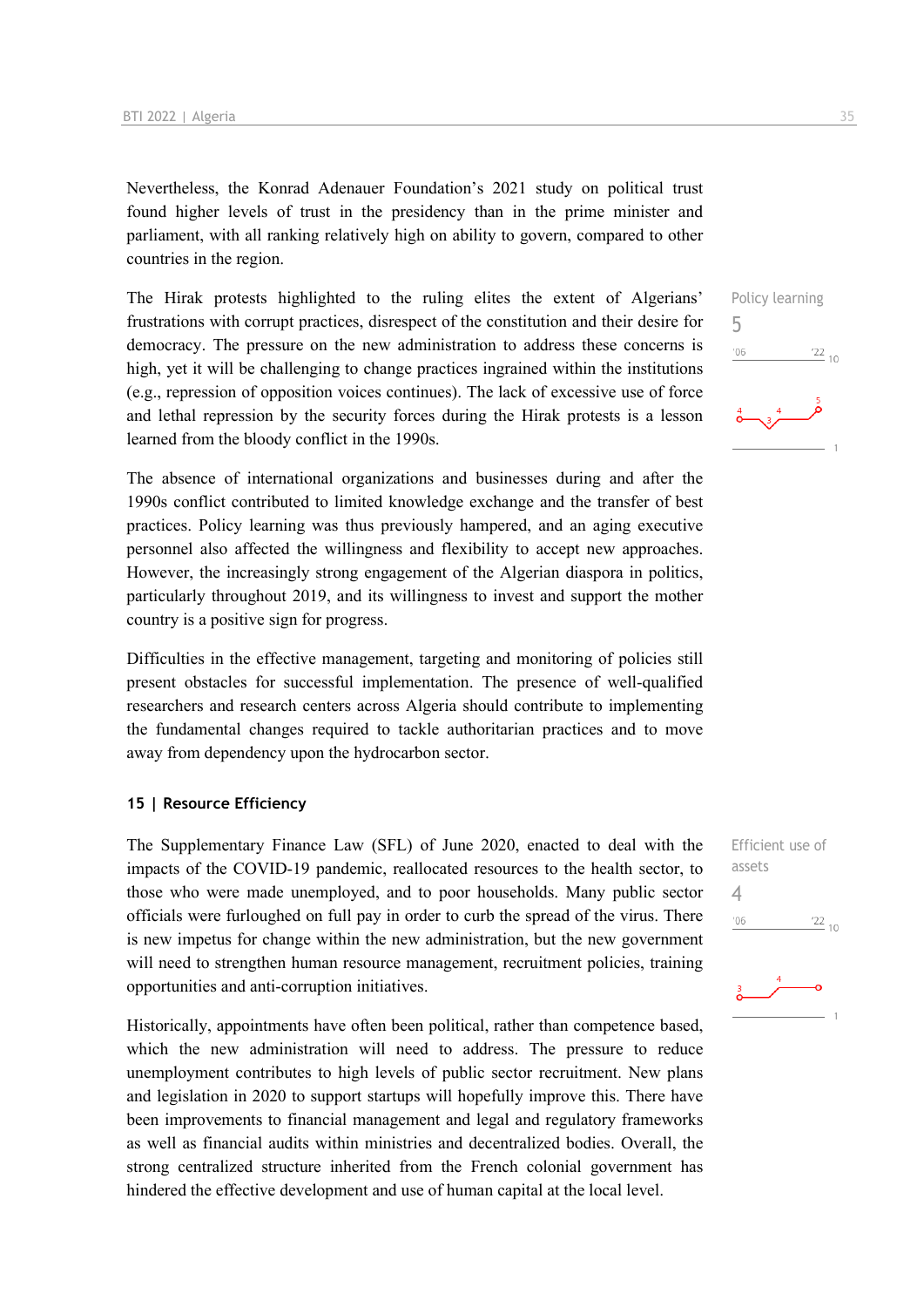Nevertheless, the Konrad Adenauer Foundation's 2021 study on political trust found higher levels of trust in the presidency than in the prime minister and parliament, with all ranking relatively high on ability to govern, compared to other countries in the region.

The Hirak protests highlighted to the ruling elites the extent of Algerians' frustrations with corrupt practices, disrespect of the constitution and their desire for democracy. The pressure on the new administration to address these concerns is high, yet it will be challenging to change practices ingrained within the institutions (e.g., repression of opposition voices continues). The lack of excessive use of force and lethal repression by the security forces during the Hirak protests is a lesson learned from the bloody conflict in the 1990s.

Policy learning
5

The absence of international organizations and businesses during and after the 1990s conflict contributed to limited knowledge exchange and the transfer of best practices. Policy learning was thus previously hampered, and an aging executive personnel also affected the willingness and flexibility to accept new approaches. However, the increasingly strong engagement of the Algerian diaspora in politics, particularly throughout 2019, and its willingness to invest and support the mother country is a positive sign for progress.

Difficulties in the effective management, targeting and monitoring of policies still present obstacles for successful implementation. The presence of well-qualified researchers and research centers across Algeria should contribute to implementing the fundamental changes required to tackle authoritarian practices and to move away from dependency upon the hydrocarbon sector.

### 15 | Resource Efficiency

The Supplementary Finance Law (SFL) of June 2020, enacted to deal with the impacts of the COVID-19 pandemic, reallocated resources to the health sector, to those who were made unemployed, and to poor households. Many public sector officials were furloughed on full pay in order to curb the spread of the virus. There is new impetus for change within the new administration, but the new government will need to strengthen human resource management, recruitment policies, training opportunities and anti-corruption initiatives.

Efficient use of assets
4

Historically, appointments have often been political, rather than competence based, which the new administration will need to address. The pressure to reduce unemployment contributes to high levels of public sector recruitment. New plans and legislation in 2020 to support startups will hopefully improve this. There have been improvements to financial management and legal and regulatory frameworks as well as financial audits within ministries and decentralized bodies. Overall, the strong centralized structure inherited from the French colonial government has hindered the effective development and use of human capital at the local level.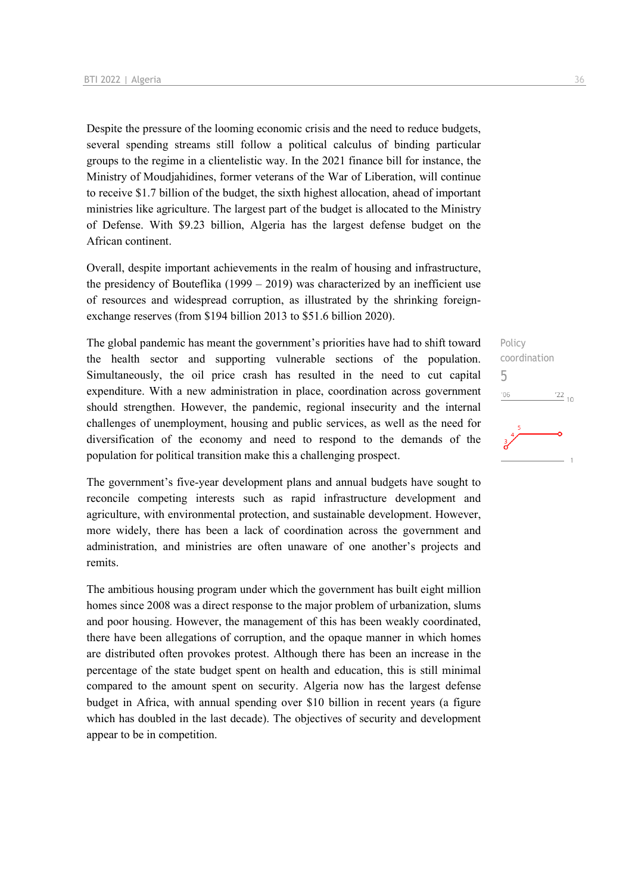Despite the pressure of the looming economic crisis and the need to reduce budgets, several spending streams still follow a political calculus of binding particular groups to the regime in a clientelistic way. In the 2021 finance bill for instance, the Ministry of Moudjahidines, former veterans of the War of Liberation, will continue to receive $1.7 billion of the budget, the sixth highest allocation, ahead of important ministries like agriculture. The largest part of the budget is allocated to the Ministry of Defense. With $9.23 billion, Algeria has the largest defense budget on the African continent.

Overall, despite important achievements in the realm of housing and infrastructure, the presidency of Bouteflika (1999 – 2019) was characterized by an inefficient use of resources and widespread corruption, as illustrated by the shrinking foreign-exchange reserves (from $194 billion 2013 to $51.6 billion 2020).

Policy coordination
5

The global pandemic has meant the government's priorities have had to shift toward the health sector and supporting vulnerable sections of the population. Simultaneously, the oil price crash has resulted in the need to cut capital expenditure. With a new administration in place, coordination across government should strengthen. However, the pandemic, regional insecurity and the internal challenges of unemployment, housing and public services, as well as the need for diversification of the economy and need to respond to the demands of the population for political transition make this a challenging prospect.

The government's five-year development plans and annual budgets have sought to reconcile competing interests such as rapid infrastructure development and agriculture, with environmental protection, and sustainable development. However, more widely, there has been a lack of coordination across the government and administration, and ministries are often unaware of one another's projects and remits.

The ambitious housing program under which the government has built eight million homes since 2008 was a direct response to the major problem of urbanization, slums and poor housing. However, the management of this has been weakly coordinated, there have been allegations of corruption, and the opaque manner in which homes are distributed often provokes protest. Although there has been an increase in the percentage of the state budget spent on health and education, this is still minimal compared to the amount spent on security. Algeria now has the largest defense budget in Africa, with annual spending over $10 billion in recent years (a figure which has doubled in the last decade). The objectives of security and development appear to be in competition.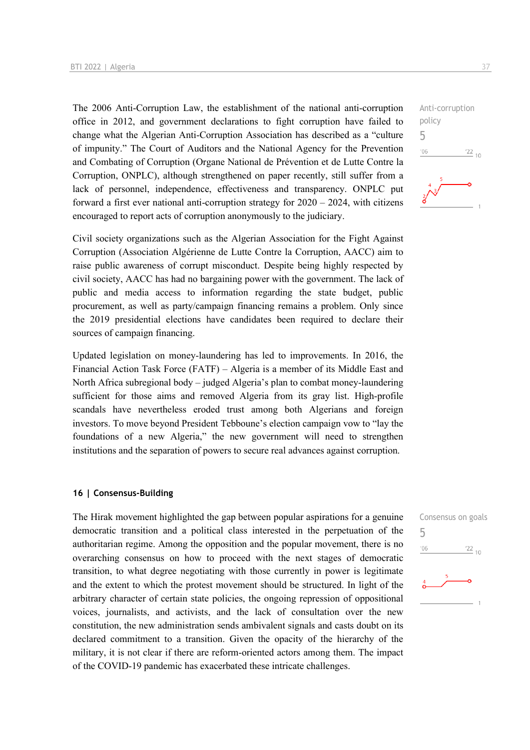Anti-corruption policy
5

The 2006 Anti-Corruption Law, the establishment of the national anti-corruption office in 2012, and government declarations to fight corruption have failed to change what the Algerian Anti-Corruption Association has described as a "culture of impunity." The Court of Auditors and the National Agency for the Prevention and Combating of Corruption (Organe National de Prévention et de Lutte Contre la Corruption, ONPLC), although strengthened on paper recently, still suffer from a lack of personnel, independence, effectiveness and transparency. ONPLC put forward a first ever national anti-corruption strategy for 2020 – 2024, with citizens encouraged to report acts of corruption anonymously to the judiciary.

Civil society organizations such as the Algerian Association for the Fight Against Corruption (Association Algérienne de Lutte Contre la Corruption, AACC) aim to raise public awareness of corrupt misconduct. Despite being highly respected by civil society, AACC has had no bargaining power with the government. The lack of public and media access to information regarding the state budget, public procurement, as well as party/campaign financing remains a problem. Only since the 2019 presidential elections have candidates been required to declare their sources of campaign financing.

Updated legislation on money-laundering has led to improvements. In 2016, the Financial Action Task Force (FATF) – Algeria is a member of its Middle East and North Africa subregional body – judged Algeria's plan to combat money-laundering sufficient for those aims and removed Algeria from its gray list. High-profile scandals have nevertheless eroded trust among both Algerians and foreign investors. To move beyond President Tebboune's election campaign vow to "lay the foundations of a new Algeria," the new government will need to strengthen institutions and the separation of powers to secure real advances against corruption.

## 16 | Consensus-Building

Consensus on goals
5

The Hirak movement highlighted the gap between popular aspirations for a genuine democratic transition and a political class interested in the perpetuation of the authoritarian regime. Among the opposition and the popular movement, there is no overarching consensus on how to proceed with the next stages of democratic transition, to what degree negotiating with those currently in power is legitimate and the extent to which the protest movement should be structured. In light of the arbitrary character of certain state policies, the ongoing repression of oppositional voices, journalists, and activists, and the lack of consultation over the new constitution, the new administration sends ambivalent signals and casts doubt on its declared commitment to a transition. Given the opacity of the hierarchy of the military, it is not clear if there are reform-oriented actors among them. The impact of the COVID-19 pandemic has exacerbated these intricate challenges.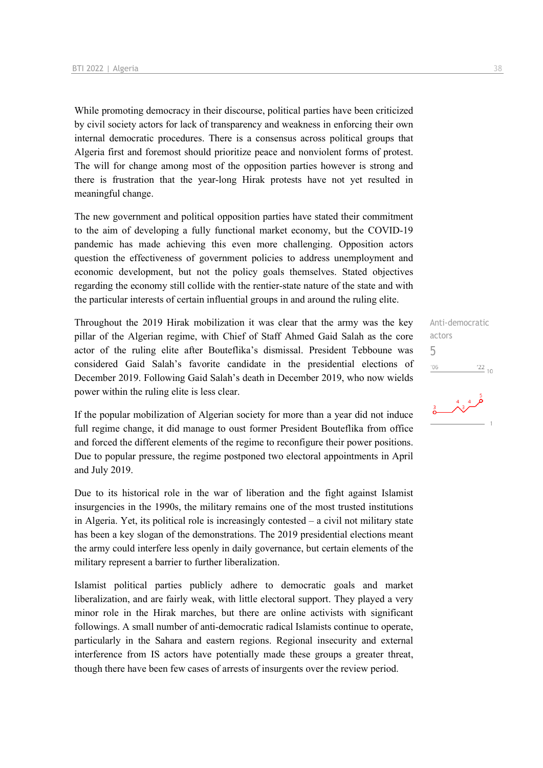While promoting democracy in their discourse, political parties have been criticized by civil society actors for lack of transparency and weakness in enforcing their own internal democratic procedures. There is a consensus across political groups that Algeria first and foremost should prioritize peace and nonviolent forms of protest. The will for change among most of the opposition parties however is strong and there is frustration that the year-long Hirak protests have not yet resulted in meaningful change.

The new government and political opposition parties have stated their commitment to the aim of developing a fully functional market economy, but the COVID-19 pandemic has made achieving this even more challenging. Opposition actors question the effectiveness of government policies to address unemployment and economic development, but not the policy goals themselves. Stated objectives regarding the economy still collide with the rentier-state nature of the state and with the particular interests of certain influential groups in and around the ruling elite.

Anti-democratic actors
5

Throughout the 2019 Hirak mobilization it was clear that the army was the key pillar of the Algerian regime, with Chief of Staff Ahmed Gaid Salah as the core actor of the ruling elite after Bouteflika's dismissal. President Tebboune was considered Gaid Salah's favorite candidate in the presidential elections of December 2019. Following Gaid Salah's death in December 2019, who now wields power within the ruling elite is less clear.

If the popular mobilization of Algerian society for more than a year did not induce full regime change, it did manage to oust former President Bouteflika from office and forced the different elements of the regime to reconfigure their power positions. Due to popular pressure, the regime postponed two electoral appointments in April and July 2019.

Due to its historical role in the war of liberation and the fight against Islamist insurgencies in the 1990s, the military remains one of the most trusted institutions in Algeria. Yet, its political role is increasingly contested – a civil not military state has been a key slogan of the demonstrations. The 2019 presidential elections meant the army could interfere less openly in daily governance, but certain elements of the military represent a barrier to further liberalization.

Islamist political parties publicly adhere to democratic goals and market liberalization, and are fairly weak, with little electoral support. They played a very minor role in the Hirak marches, but there are online activists with significant followings. A small number of anti-democratic radical Islamists continue to operate, particularly in the Sahara and eastern regions. Regional insecurity and external interference from IS actors have potentially made these groups a greater threat, though there have been few cases of arrests of insurgents over the review period.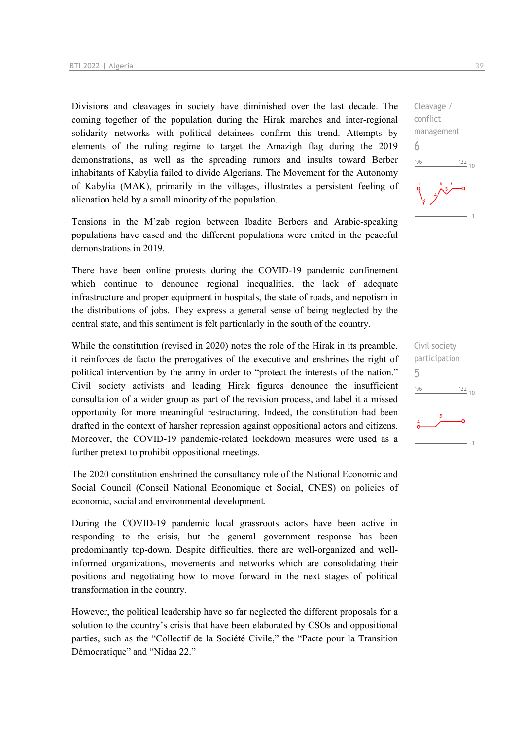Divisions and cleavages in society have diminished over the last decade. The coming together of the population during the Hirak marches and inter-regional solidarity networks with political detainees confirm this trend. Attempts by elements of the ruling regime to target the Amazigh flag during the 2019 demonstrations, as well as the spreading rumors and insults toward Berber inhabitants of Kabylia failed to divide Algerians. The Movement for the Autonomy of Kabylia (MAK), primarily in the villages, illustrates a persistent feeling of alienation held by a small minority of the population.

Cleavage / conflict management
6

Tensions in the M'zab region between Ibadite Berbers and Arabic-speaking populations have eased and the different populations were united in the peaceful demonstrations in 2019.

There have been online protests during the COVID-19 pandemic confinement which continue to denounce regional inequalities, the lack of adequate infrastructure and proper equipment in hospitals, the state of roads, and nepotism in the distributions of jobs. They express a general sense of being neglected by the central state, and this sentiment is felt particularly in the south of the country.

While the constitution (revised in 2020) notes the role of the Hirak in its preamble, it reinforces de facto the prerogatives of the executive and enshrines the right of political intervention by the army in order to "protect the interests of the nation." Civil society activists and leading Hirak figures denounce the insufficient consultation of a wider group as part of the revision process, and label it a missed opportunity for more meaningful restructuring. Indeed, the constitution had been drafted in the context of harsher repression against oppositional actors and citizens. Moreover, the COVID-19 pandemic-related lockdown measures were used as a further pretext to prohibit oppositional meetings.

Civil society participation
5

The 2020 constitution enshrined the consultancy role of the National Economic and Social Council (Conseil National Economique et Social, CNES) on policies of economic, social and environmental development.

During the COVID-19 pandemic local grassroots actors have been active in responding to the crisis, but the general government response has been predominantly top-down. Despite difficulties, there are well-organized and well-informed organizations, movements and networks which are consolidating their positions and negotiating how to move forward in the next stages of political transformation in the country.

However, the political leadership have so far neglected the different proposals for a solution to the country's crisis that have been elaborated by CSOs and oppositional parties, such as the "Collectif de la Société Civile," the "Pacte pour la Transition Démocratique" and "Nidaa 22."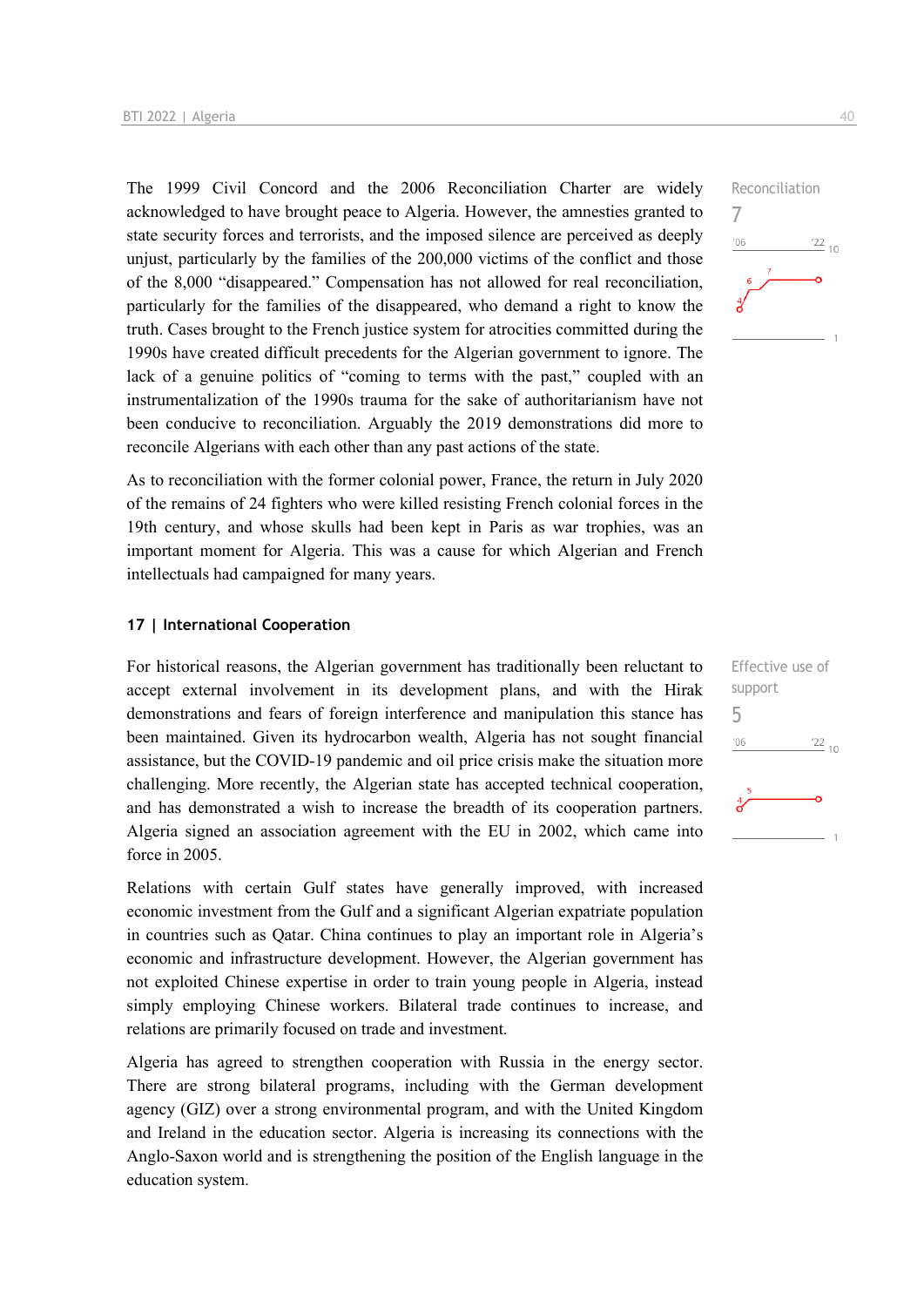The 1999 Civil Concord and the 2006 Reconciliation Charter are widely acknowledged to have brought peace to Algeria. However, the amnesties granted to state security forces and terrorists, and the imposed silence are perceived as deeply unjust, particularly by the families of the 200,000 victims of the conflict and those of the 8,000 "disappeared." Compensation has not allowed for real reconciliation, particularly for the families of the disappeared, who demand a right to know the truth. Cases brought to the French justice system for atrocities committed during the 1990s have created difficult precedents for the Algerian government to ignore. The lack of a genuine politics of "coming to terms with the past," coupled with an instrumentalization of the 1990s trauma for the sake of authoritarianism have not been conducive to reconciliation. Arguably the 2019 demonstrations did more to reconcile Algerians with each other than any past actions of the state.

Reconciliation
7

As to reconciliation with the former colonial power, France, the return in July 2020 of the remains of 24 fighters who were killed resisting French colonial forces in the 19th century, and whose skulls had been kept in Paris as war trophies, was an important moment for Algeria. This was a cause for which Algerian and French intellectuals had campaigned for many years.

## 17 | International Cooperation

For historical reasons, the Algerian government has traditionally been reluctant to accept external involvement in its development plans, and with the Hirak demonstrations and fears of foreign interference and manipulation this stance has been maintained. Given its hydrocarbon wealth, Algeria has not sought financial assistance, but the COVID-19 pandemic and oil price crisis make the situation more challenging. More recently, the Algerian state has accepted technical cooperation, and has demonstrated a wish to increase the breadth of its cooperation partners. Algeria signed an association agreement with the EU in 2002, which came into force in 2005.

Effective use of support
5

Relations with certain Gulf states have generally improved, with increased economic investment from the Gulf and a significant Algerian expatriate population in countries such as Qatar. China continues to play an important role in Algeria's economic and infrastructure development. However, the Algerian government has not exploited Chinese expertise in order to train young people in Algeria, instead simply employing Chinese workers. Bilateral trade continues to increase, and relations are primarily focused on trade and investment.

Algeria has agreed to strengthen cooperation with Russia in the energy sector. There are strong bilateral programs, including with the German development agency (GIZ) over a strong environmental program, and with the United Kingdom and Ireland in the education sector. Algeria is increasing its connections with the Anglo-Saxon world and is strengthening the position of the English language in the education system.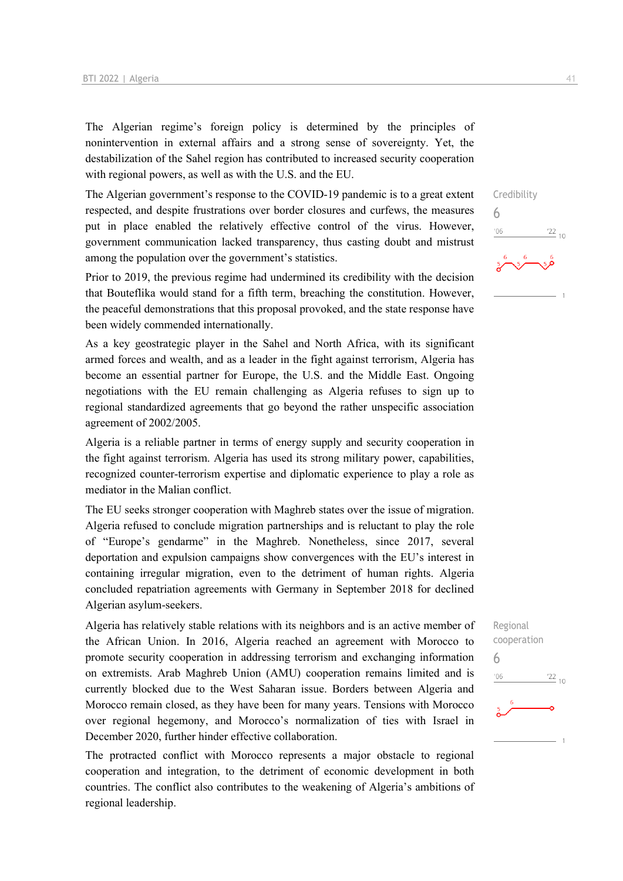The Algerian regime's foreign policy is determined by the principles of nonintervention in external affairs and a strong sense of sovereignty. Yet, the destabilization of the Sahel region has contributed to increased security cooperation with regional powers, as well as with the U.S. and the EU.

The Algerian government's response to the COVID-19 pandemic is to a great extent respected, and despite frustrations over border closures and curfews, the measures put in place enabled the relatively effective control of the virus. However, government communication lacked transparency, thus casting doubt and mistrust among the population over the government's statistics.

Credibility
6

Prior to 2019, the previous regime had undermined its credibility with the decision that Bouteflika would stand for a fifth term, breaching the constitution. However, the peaceful demonstrations that this proposal provoked, and the state response have been widely commended internationally.

As a key geostrategic player in the Sahel and North Africa, with its significant armed forces and wealth, and as a leader in the fight against terrorism, Algeria has become an essential partner for Europe, the U.S. and the Middle East. Ongoing negotiations with the EU remain challenging as Algeria refuses to sign up to regional standardized agreements that go beyond the rather unspecific association agreement of 2002/2005.

Algeria is a reliable partner in terms of energy supply and security cooperation in the fight against terrorism. Algeria has used its strong military power, capabilities, recognized counter-terrorism expertise and diplomatic experience to play a role as mediator in the Malian conflict.

The EU seeks stronger cooperation with Maghreb states over the issue of migration. Algeria refused to conclude migration partnerships and is reluctant to play the role of "Europe's gendarme" in the Maghreb. Nonetheless, since 2017, several deportation and expulsion campaigns show convergences with the EU's interest in containing irregular migration, even to the detriment of human rights. Algeria concluded repatriation agreements with Germany in September 2018 for declined Algerian asylum-seekers.

Algeria has relatively stable relations with its neighbors and is an active member of the African Union. In 2016, Algeria reached an agreement with Morocco to promote security cooperation in addressing terrorism and exchanging information on extremists. Arab Maghreb Union (AMU) cooperation remains limited and is currently blocked due to the West Saharan issue. Borders between Algeria and Morocco remain closed, as they have been for many years. Tensions with Morocco over regional hegemony, and Morocco's normalization of ties with Israel in December 2020, further hinder effective collaboration.

Regional cooperation
6

The protracted conflict with Morocco represents a major obstacle to regional cooperation and integration, to the detriment of economic development in both countries. The conflict also contributes to the weakening of Algeria's ambitions of regional leadership.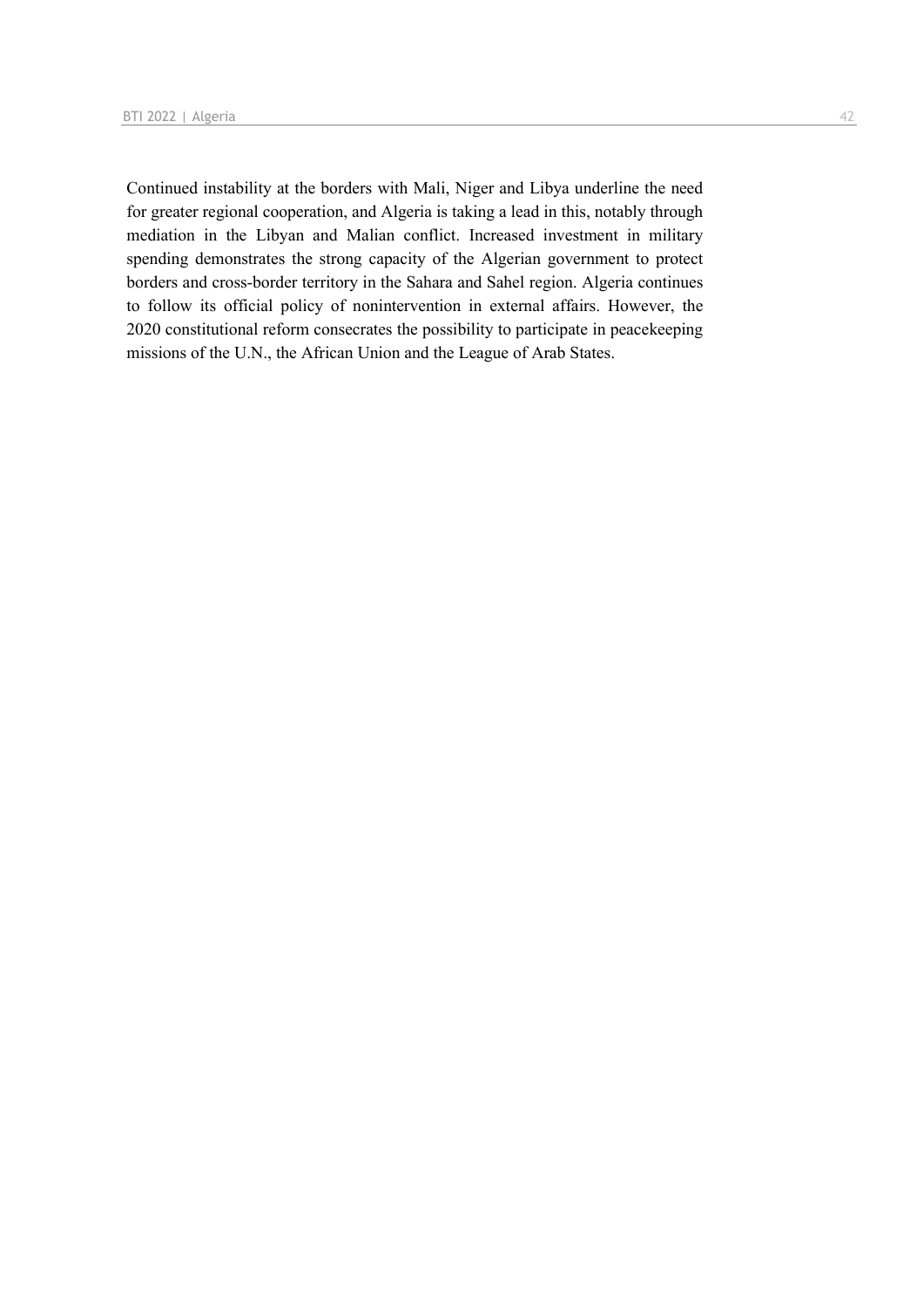Continued instability at the borders with Mali, Niger and Libya underline the need for greater regional cooperation, and Algeria is taking a lead in this, notably through mediation in the Libyan and Malian conflict. Increased investment in military spending demonstrates the strong capacity of the Algerian government to protect borders and cross-border territory in the Sahara and Sahel region. Algeria continues to follow its official policy of nonintervention in external affairs. However, the 2020 constitutional reform consecrates the possibility to participate in peacekeeping missions of the U.N., the African Union and the League of Arab States.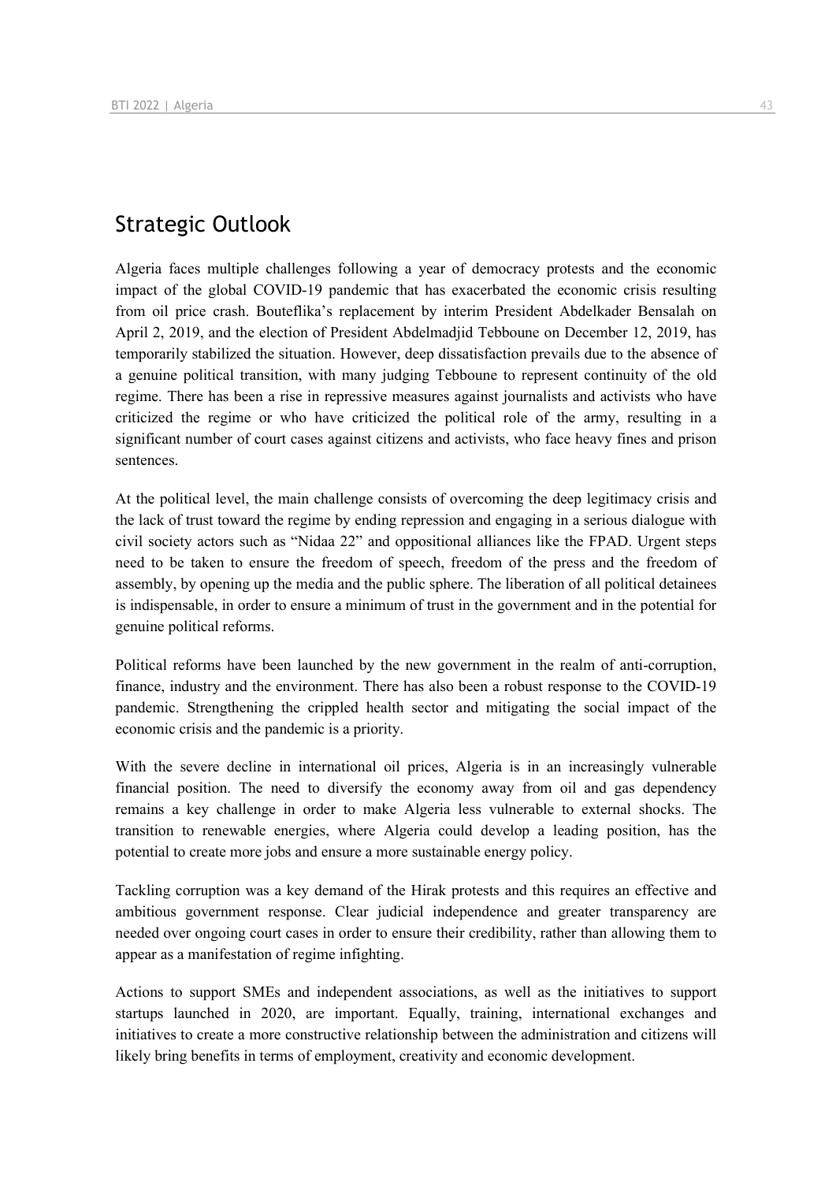## Strategic Outlook

Algeria faces multiple challenges following a year of democracy protests and the economic impact of the global COVID-19 pandemic that has exacerbated the economic crisis resulting from oil price crash. Bouteflika's replacement by interim President Abdelkader Bensalah on April 2, 2019, and the election of President Abdelmadjid Tebboune on December 12, 2019, has temporarily stabilized the situation. However, deep dissatisfaction prevails due to the absence of a genuine political transition, with many judging Tebboune to represent continuity of the old regime. There has been a rise in repressive measures against journalists and activists who have criticized the regime or who have criticized the political role of the army, resulting in a significant number of court cases against citizens and activists, who face heavy fines and prison sentences.

At the political level, the main challenge consists of overcoming the deep legitimacy crisis and the lack of trust toward the regime by ending repression and engaging in a serious dialogue with civil society actors such as "Nidaa 22" and oppositional alliances like the FPAD. Urgent steps need to be taken to ensure the freedom of speech, freedom of the press and the freedom of assembly, by opening up the media and the public sphere. The liberation of all political detainees is indispensable, in order to ensure a minimum of trust in the government and in the potential for genuine political reforms.

Political reforms have been launched by the new government in the realm of anti-corruption, finance, industry and the environment. There has also been a robust response to the COVID-19 pandemic. Strengthening the crippled health sector and mitigating the social impact of the economic crisis and the pandemic is a priority.

With the severe decline in international oil prices, Algeria is in an increasingly vulnerable financial position. The need to diversify the economy away from oil and gas dependency remains a key challenge in order to make Algeria less vulnerable to external shocks. The transition to renewable energies, where Algeria could develop a leading position, has the potential to create more jobs and ensure a more sustainable energy policy.

Tackling corruption was a key demand of the Hirak protests and this requires an effective and ambitious government response. Clear judicial independence and greater transparency are needed over ongoing court cases in order to ensure their credibility, rather than allowing them to appear as a manifestation of regime infighting.

Actions to support SMEs and independent associations, as well as the initiatives to support startups launched in 2020, are important. Equally, training, international exchanges and initiatives to create a more constructive relationship between the administration and citizens will likely bring benefits in terms of employment, creativity and economic development.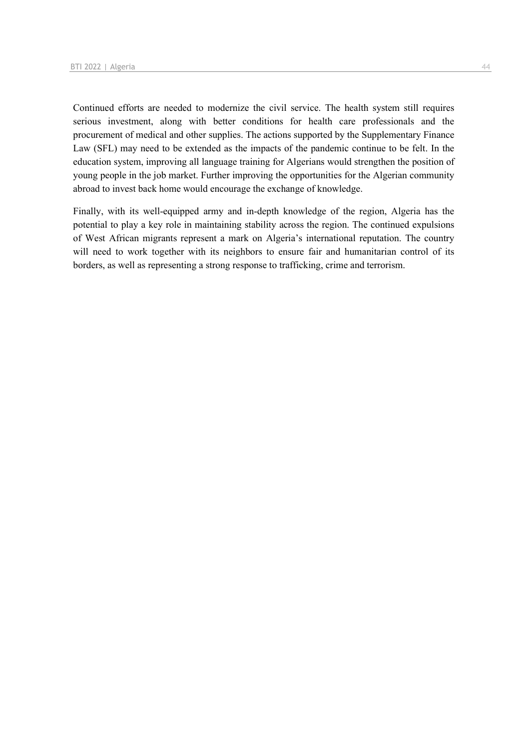Continued efforts are needed to modernize the civil service. The health system still requires serious investment, along with better conditions for health care professionals and the procurement of medical and other supplies. The actions supported by the Supplementary Finance Law (SFL) may need to be extended as the impacts of the pandemic continue to be felt. In the education system, improving all language training for Algerians would strengthen the position of young people in the job market. Further improving the opportunities for the Algerian community abroad to invest back home would encourage the exchange of knowledge.

Finally, with its well-equipped army and in-depth knowledge of the region, Algeria has the potential to play a key role in maintaining stability across the region. The continued expulsions of West African migrants represent a mark on Algeria's international reputation. The country will need to work together with its neighbors to ensure fair and humanitarian control of its borders, as well as representing a strong response to trafficking, crime and terrorism.